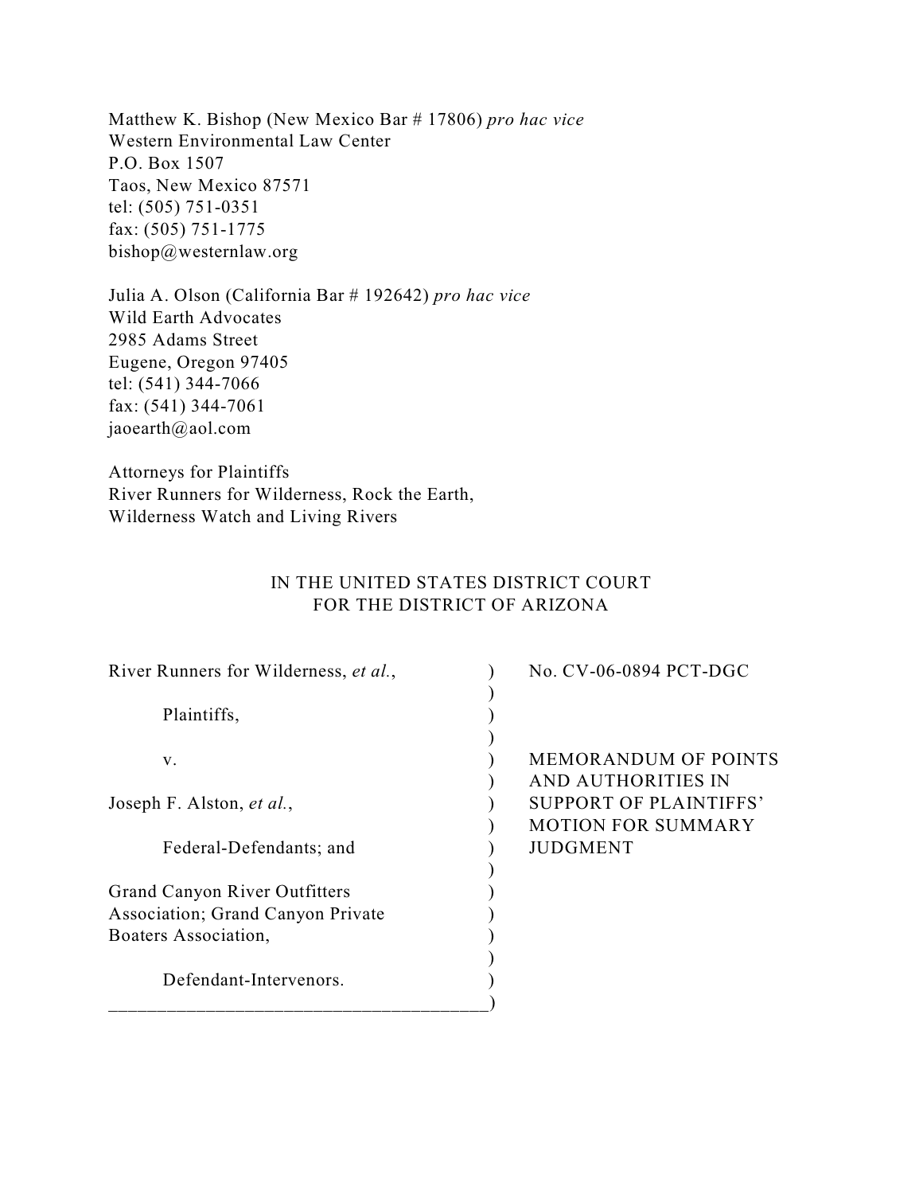Matthew K. Bishop (New Mexico Bar # 17806) *pro hac vice*
Western Environmental Law Center
P.O. Box 1507
Taos, New Mexico 87571
tel: (505) 751-0351
fax: (505) 751-1775
bishop@westernlaw.org

Julia A. Olson (California Bar # 192642) *pro hac vice*
Wild Earth Advocates
2985 Adams Street
Eugene, Oregon 97405
tel: (541) 344-7066
fax: (541) 344-7061
jaoearth@aol.com

Attorneys for Plaintiffs
River Runners for Wilderness, Rock the Earth,
Wilderness Watch and Living Rivers

IN THE UNITED STATES DISTRICT COURT
FOR THE DISTRICT OF ARIZONA

| | | |
|---|---|---|
| River Runners for Wilderness, *et al.*, | ) | No. CV-06-0894 PCT-DGC |
| Plaintiffs, | ) | |
| v. | ) | MEMORANDUM OF POINTS AND AUTHORITIES IN SUPPORT OF PLAINTIFFS' MOTION FOR SUMMARY JUDGMENT |
| Joseph F. Alston, *et al.*, | ) | |
| Federal-Defendants; and | ) | |
| Grand Canyon River Outfitters Association; Grand Canyon Private Boaters Association, | ) | |
| Defendant-Intervenors. | ) | |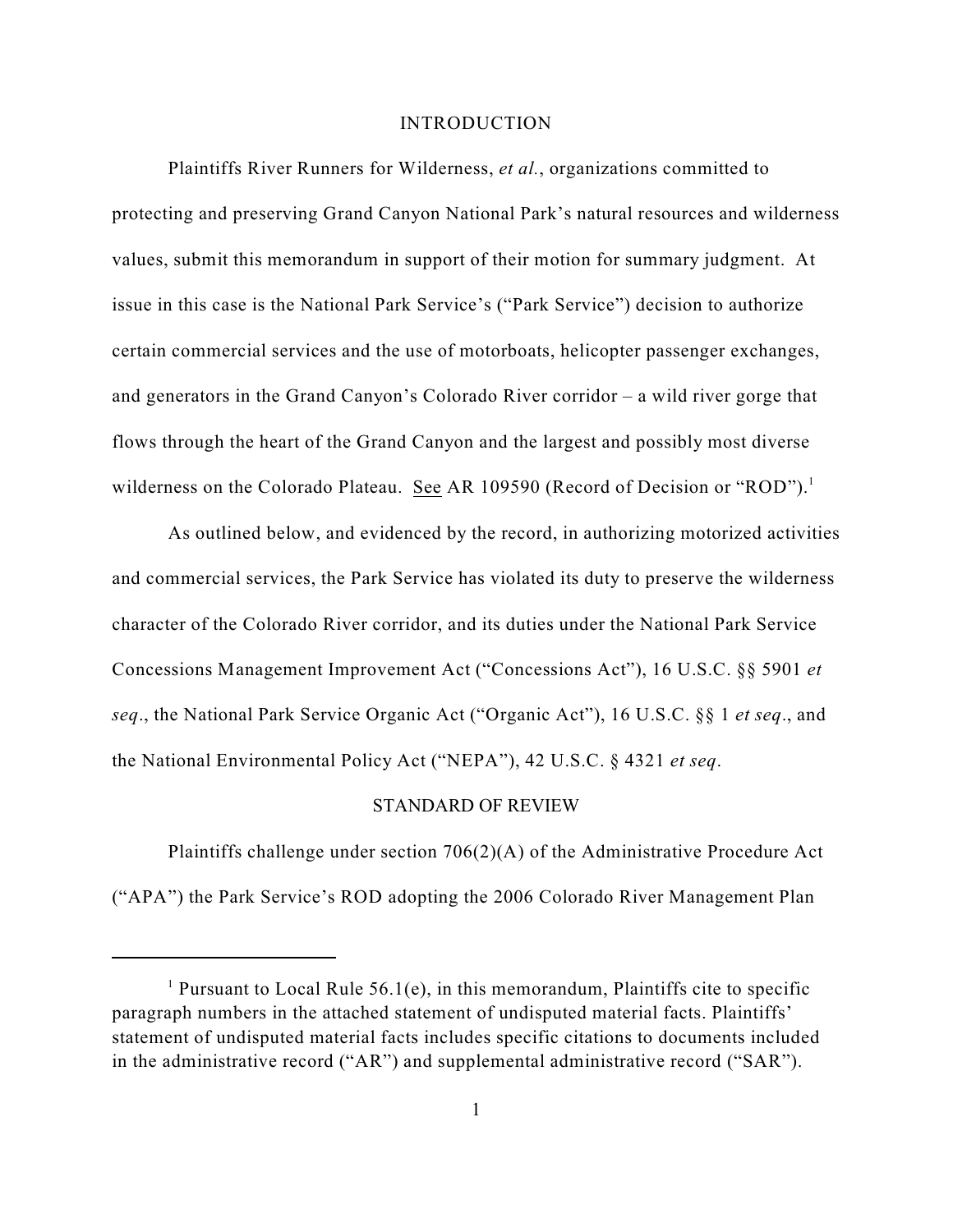## INTRODUCTION

Plaintiffs River Runners for Wilderness, *et al.*, organizations committed to protecting and preserving Grand Canyon National Park's natural resources and wilderness values, submit this memorandum in support of their motion for summary judgment. At issue in this case is the National Park Service's ("Park Service") decision to authorize certain commercial services and the use of motorboats, helicopter passenger exchanges, and generators in the Grand Canyon's Colorado River corridor – a wild river gorge that flows through the heart of the Grand Canyon and the largest and possibly most diverse wilderness on the Colorado Plateau. See AR 109590 (Record of Decision or "ROD").[1]

As outlined below, and evidenced by the record, in authorizing motorized activities and commercial services, the Park Service has violated its duty to preserve the wilderness character of the Colorado River corridor, and its duties under the National Park Service Concessions Management Improvement Act ("Concessions Act"), 16 U.S.C. §§ 5901 *et seq*., the National Park Service Organic Act ("Organic Act"), 16 U.S.C. §§ 1 *et seq*., and the National Environmental Policy Act ("NEPA"), 42 U.S.C. § 4321 *et seq*.

## STANDARD OF REVIEW

Plaintiffs challenge under section 706(2)(A) of the Administrative Procedure Act ("APA") the Park Service's ROD adopting the 2006 Colorado River Management Plan

---

[1] Pursuant to Local Rule 56.1(e), in this memorandum, Plaintiffs cite to specific paragraph numbers in the attached statement of undisputed material facts. Plaintiffs' statement of undisputed material facts includes specific citations to documents included in the administrative record ("AR") and supplemental administrative record ("SAR").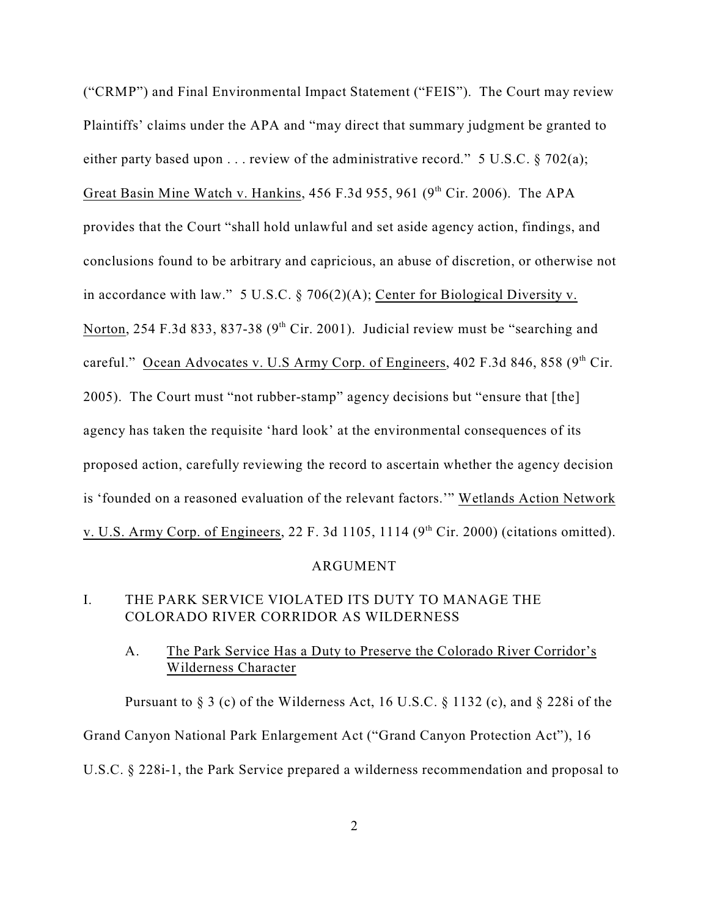("CRMP") and Final Environmental Impact Statement ("FEIS"). The Court may review Plaintiffs' claims under the APA and "may direct that summary judgment be granted to either party based upon . . . review of the administrative record." 5 U.S.C. § 702(a); Great Basin Mine Watch v. Hankins, 456 F.3d 955, 961 (9th Cir. 2006). The APA provides that the Court "shall hold unlawful and set aside agency action, findings, and conclusions found to be arbitrary and capricious, an abuse of discretion, or otherwise not in accordance with law." 5 U.S.C. § 706(2)(A); Center for Biological Diversity v. Norton, 254 F.3d 833, 837-38 (9th Cir. 2001). Judicial review must be "searching and careful." Ocean Advocates v. U.S Army Corp. of Engineers, 402 F.3d 846, 858 (9th Cir. 2005). The Court must "not rubber-stamp" agency decisions but "ensure that [the] agency has taken the requisite 'hard look' at the environmental consequences of its proposed action, carefully reviewing the record to ascertain whether the agency decision is 'founded on a reasoned evaluation of the relevant factors.'" Wetlands Action Network v. U.S. Army Corp. of Engineers, 22 F. 3d 1105, 1114 (9th Cir. 2000) (citations omitted).

## ARGUMENT

### I. THE PARK SERVICE VIOLATED ITS DUTY TO MANAGE THE COLORADO RIVER CORRIDOR AS WILDERNESS

#### A. The Park Service Has a Duty to Preserve the Colorado River Corridor's Wilderness Character

Pursuant to § 3 (c) of the Wilderness Act, 16 U.S.C. § 1132 (c), and § 228i of the Grand Canyon National Park Enlargement Act ("Grand Canyon Protection Act"), 16 U.S.C. § 228i-1, the Park Service prepared a wilderness recommendation and proposal to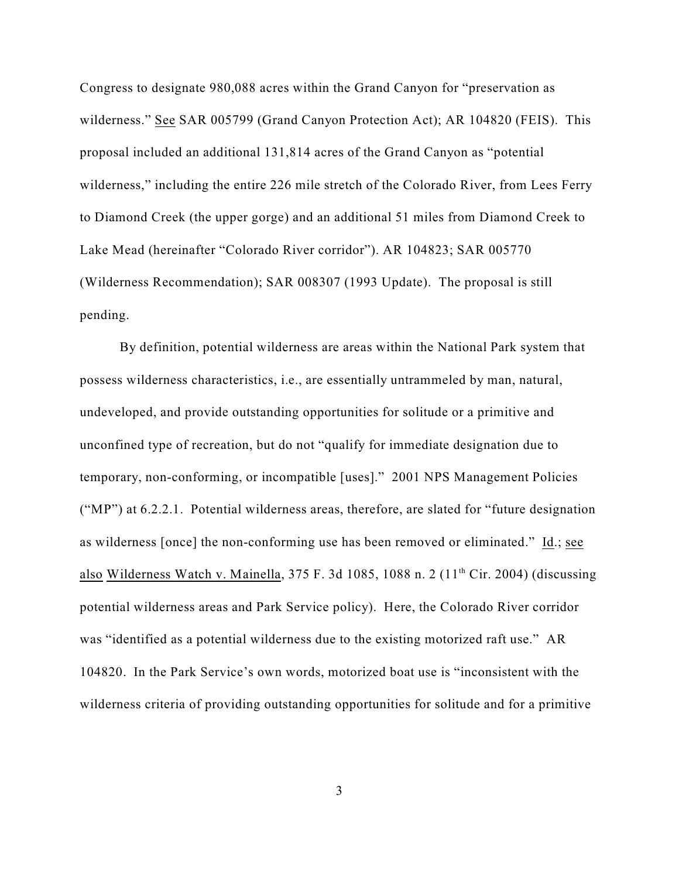Congress to designate 980,088 acres within the Grand Canyon for "preservation as wilderness." See SAR 005799 (Grand Canyon Protection Act); AR 104820 (FEIS). This proposal included an additional 131,814 acres of the Grand Canyon as "potential wilderness," including the entire 226 mile stretch of the Colorado River, from Lees Ferry to Diamond Creek (the upper gorge) and an additional 51 miles from Diamond Creek to Lake Mead (hereinafter "Colorado River corridor"). AR 104823; SAR 005770 (Wilderness Recommendation); SAR 008307 (1993 Update). The proposal is still pending.

By definition, potential wilderness are areas within the National Park system that possess wilderness characteristics, i.e., are essentially untrammeled by man, natural, undeveloped, and provide outstanding opportunities for solitude or a primitive and unconfined type of recreation, but do not "qualify for immediate designation due to temporary, non-conforming, or incompatible [uses]." 2001 NPS Management Policies ("MP") at 6.2.2.1. Potential wilderness areas, therefore, are slated for "future designation as wilderness [once] the non-conforming use has been removed or eliminated." Id.; see also Wilderness Watch v. Mainella, 375 F. 3d 1085, 1088 n. 2 (11th Cir. 2004) (discussing potential wilderness areas and Park Service policy). Here, the Colorado River corridor was "identified as a potential wilderness due to the existing motorized raft use." AR 104820. In the Park Service's own words, motorized boat use is "inconsistent with the wilderness criteria of providing outstanding opportunities for solitude and for a primitive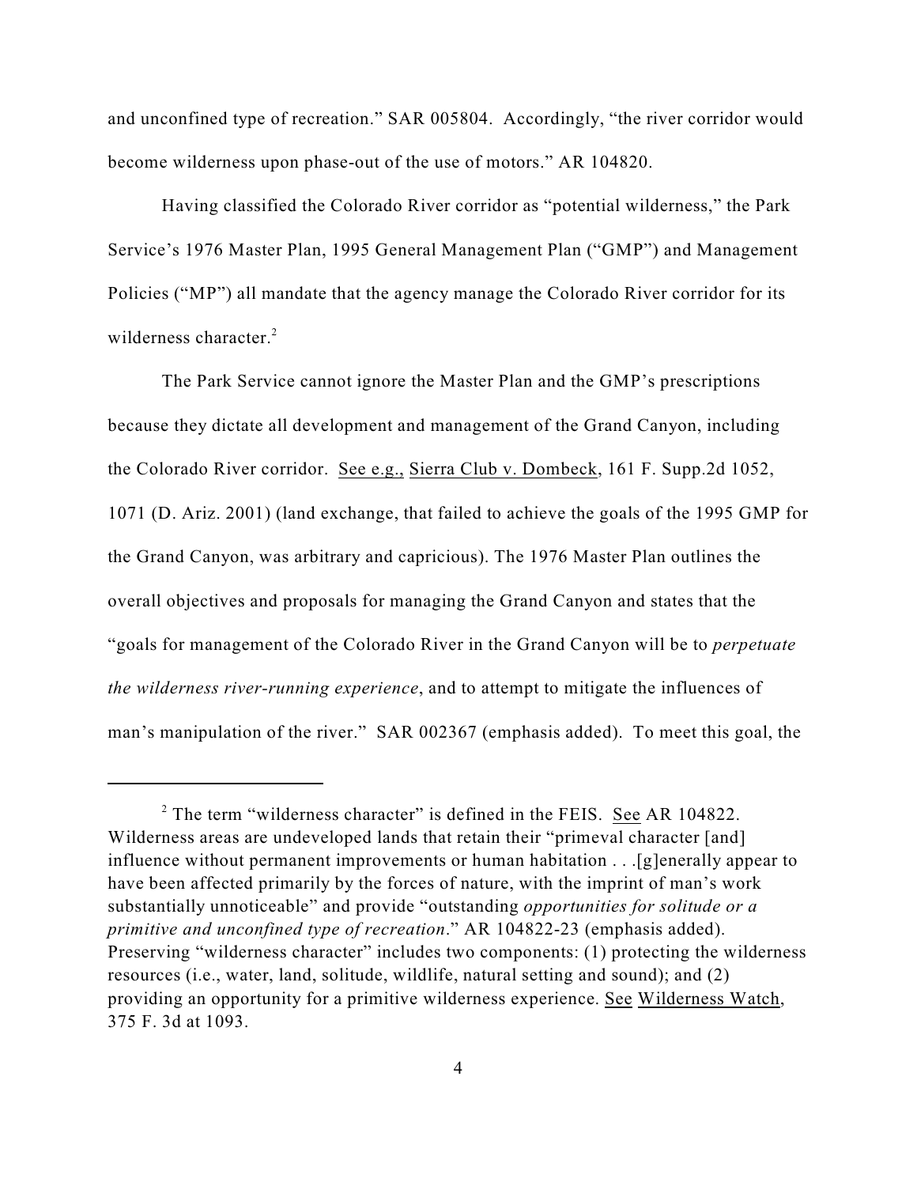and unconfined type of recreation." SAR 005804. Accordingly, "the river corridor would become wilderness upon phase-out of the use of motors." AR 104820.

Having classified the Colorado River corridor as "potential wilderness," the Park Service's 1976 Master Plan, 1995 General Management Plan ("GMP") and Management Policies ("MP") all mandate that the agency manage the Colorado River corridor for its wilderness character.[2]

The Park Service cannot ignore the Master Plan and the GMP's prescriptions because they dictate all development and management of the Grand Canyon, including the Colorado River corridor. See e.g., Sierra Club v. Dombeck, 161 F. Supp.2d 1052, 1071 (D. Ariz. 2001) (land exchange, that failed to achieve the goals of the 1995 GMP for the Grand Canyon, was arbitrary and capricious). The 1976 Master Plan outlines the overall objectives and proposals for managing the Grand Canyon and states that the "goals for management of the Colorado River in the Grand Canyon will be to *perpetuate the wilderness river-running experience*, and to attempt to mitigate the influences of man's manipulation of the river." SAR 002367 (emphasis added). To meet this goal, the

---

[2] The term "wilderness character" is defined in the FEIS. See AR 104822. Wilderness areas are undeveloped lands that retain their "primeval character [and] influence without permanent improvements or human habitation . . .[g]enerally appear to have been affected primarily by the forces of nature, with the imprint of man's work substantially unnoticeable" and provide "outstanding *opportunities for solitude or a primitive and unconfined type of recreation*." AR 104822-23 (emphasis added). Preserving "wilderness character" includes two components: (1) protecting the wilderness resources (i.e., water, land, solitude, wildlife, natural setting and sound); and (2) providing an opportunity for a primitive wilderness experience. See Wilderness Watch, 375 F. 3d at 1093.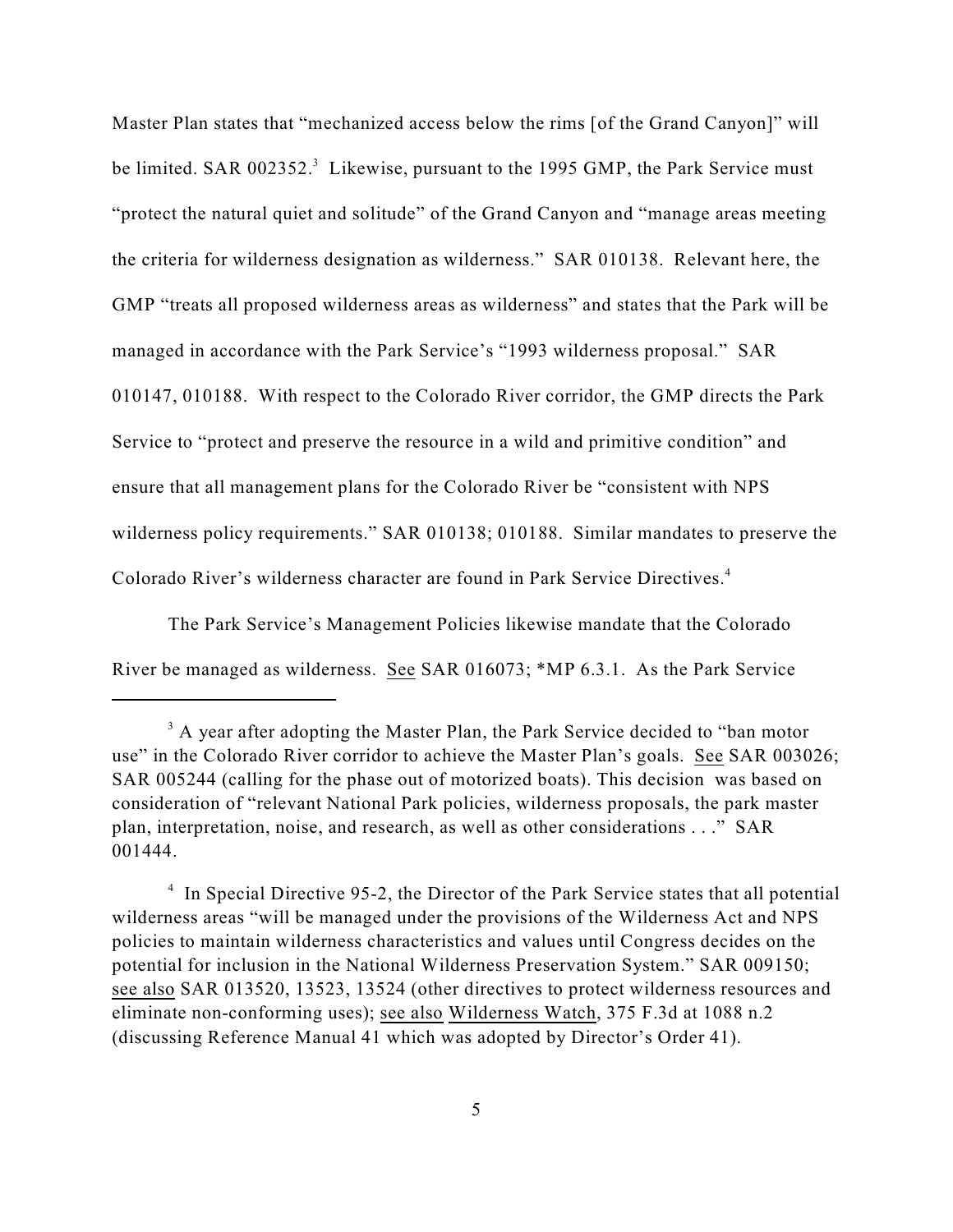Master Plan states that "mechanized access below the rims [of the Grand Canyon]" will be limited. SAR 002352.[3] Likewise, pursuant to the 1995 GMP, the Park Service must "protect the natural quiet and solitude" of the Grand Canyon and "manage areas meeting the criteria for wilderness designation as wilderness." SAR 010138. Relevant here, the GMP "treats all proposed wilderness areas as wilderness" and states that the Park will be managed in accordance with the Park Service's "1993 wilderness proposal." SAR 010147, 010188. With respect to the Colorado River corridor, the GMP directs the Park Service to "protect and preserve the resource in a wild and primitive condition" and ensure that all management plans for the Colorado River be "consistent with NPS wilderness policy requirements." SAR 010138; 010188. Similar mandates to preserve the Colorado River's wilderness character are found in Park Service Directives.[4]

The Park Service's Management Policies likewise mandate that the Colorado River be managed as wilderness. See SAR 016073; *MP 6.3.1. As the Park Service

---

[3] A year after adopting the Master Plan, the Park Service decided to "ban motor use" in the Colorado River corridor to achieve the Master Plan's goals. See SAR 003026; SAR 005244 (calling for the phase out of motorized boats). This decision was based on consideration of "relevant National Park policies, wilderness proposals, the park master plan, interpretation, noise, and research, as well as other considerations . . ." SAR 001444.

[4] In Special Directive 95-2, the Director of the Park Service states that all potential wilderness areas "will be managed under the provisions of the Wilderness Act and NPS policies to maintain wilderness characteristics and values until Congress decides on the potential for inclusion in the National Wilderness Preservation System." SAR 009150; see also SAR 013520, 13523, 13524 (other directives to protect wilderness resources and eliminate non-conforming uses); see also Wilderness Watch, 375 F.3d at 1088 n.2 (discussing Reference Manual 41 which was adopted by Director's Order 41).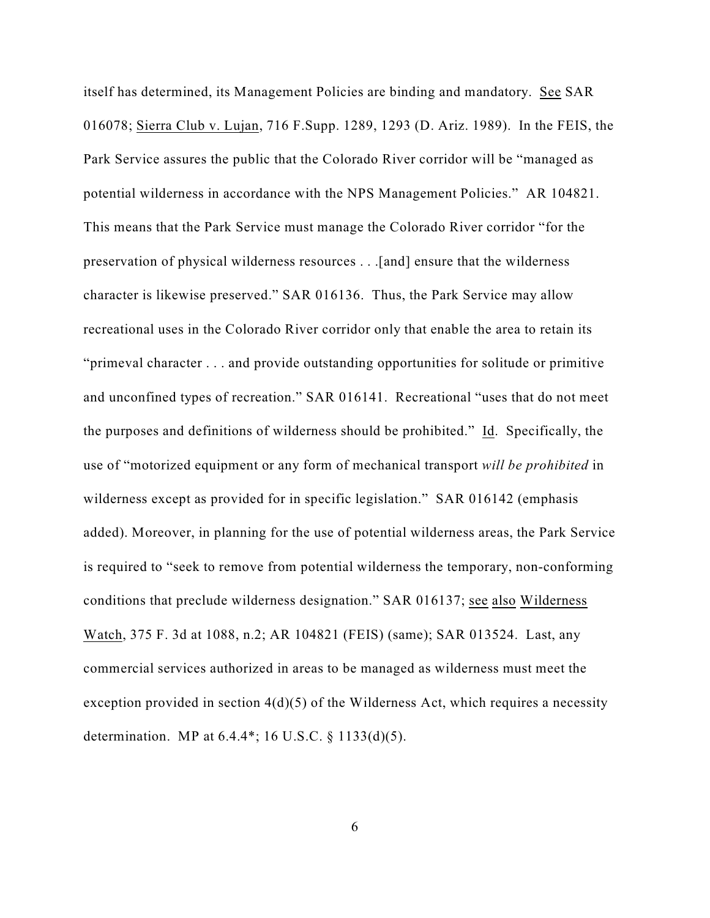itself has determined, its Management Policies are binding and mandatory. See SAR 016078; Sierra Club v. Lujan, 716 F.Supp. 1289, 1293 (D. Ariz. 1989). In the FEIS, the Park Service assures the public that the Colorado River corridor will be "managed as potential wilderness in accordance with the NPS Management Policies." AR 104821. This means that the Park Service must manage the Colorado River corridor "for the preservation of physical wilderness resources . . .[and] ensure that the wilderness character is likewise preserved." SAR 016136. Thus, the Park Service may allow recreational uses in the Colorado River corridor only that enable the area to retain its "primeval character . . . and provide outstanding opportunities for solitude or primitive and unconfined types of recreation." SAR 016141. Recreational "uses that do not meet the purposes and definitions of wilderness should be prohibited." Id. Specifically, the use of "motorized equipment or any form of mechanical transport *will be prohibited* in wilderness except as provided for in specific legislation." SAR 016142 (emphasis added). Moreover, in planning for the use of potential wilderness areas, the Park Service is required to "seek to remove from potential wilderness the temporary, non-conforming conditions that preclude wilderness designation." SAR 016137; see also Wilderness Watch, 375 F. 3d at 1088, n.2; AR 104821 (FEIS) (same); SAR 013524. Last, any commercial services authorized in areas to be managed as wilderness must meet the exception provided in section 4(d)(5) of the Wilderness Act, which requires a necessity determination. MP at 6.4.4*; 16 U.S.C. § 1133(d)(5).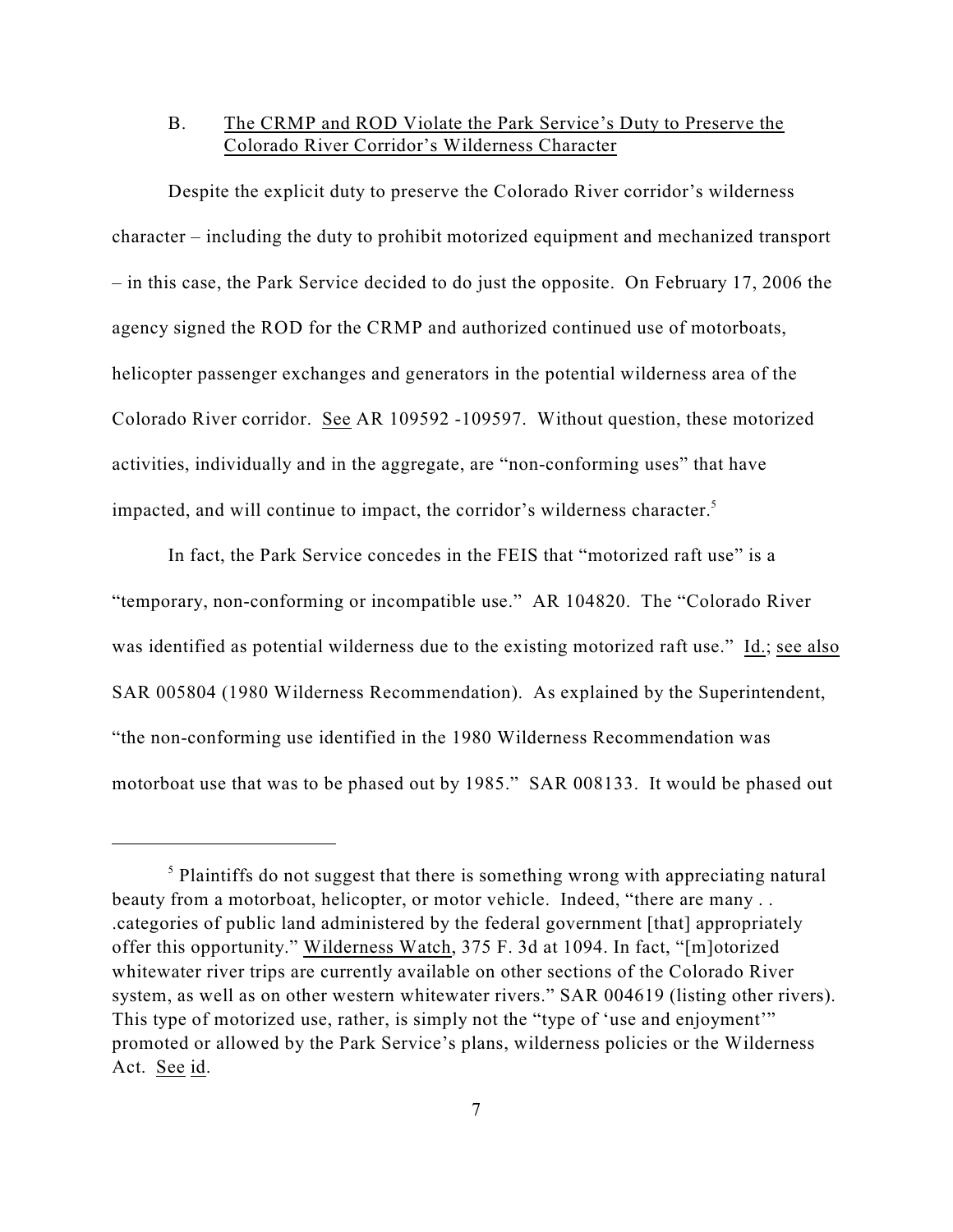B. The CRMP and ROD Violate the Park Service's Duty to Preserve the Colorado River Corridor's Wilderness Character

Despite the explicit duty to preserve the Colorado River corridor's wilderness character – including the duty to prohibit motorized equipment and mechanized transport – in this case, the Park Service decided to do just the opposite. On February 17, 2006 the agency signed the ROD for the CRMP and authorized continued use of motorboats, helicopter passenger exchanges and generators in the potential wilderness area of the Colorado River corridor. See AR 109592 -109597. Without question, these motorized activities, individually and in the aggregate, are "non-conforming uses" that have impacted, and will continue to impact, the corridor's wilderness character.[5]

In fact, the Park Service concedes in the FEIS that "motorized raft use" is a "temporary, non-conforming or incompatible use." AR 104820. The "Colorado River was identified as potential wilderness due to the existing motorized raft use." Id.; see also SAR 005804 (1980 Wilderness Recommendation). As explained by the Superintendent, "the non-conforming use identified in the 1980 Wilderness Recommendation was motorboat use that was to be phased out by 1985." SAR 008133. It would be phased out

[5] Plaintiffs do not suggest that there is something wrong with appreciating natural beauty from a motorboat, helicopter, or motor vehicle. Indeed, "there are many . . .categories of public land administered by the federal government [that] appropriately offer this opportunity." Wilderness Watch, 375 F. 3d at 1094. In fact, "[m]otorized whitewater river trips are currently available on other sections of the Colorado River system, as well as on other western whitewater rivers." SAR 004619 (listing other rivers). This type of motorized use, rather, is simply not the "type of 'use and enjoyment'" promoted or allowed by the Park Service's plans, wilderness policies or the Wilderness Act. See id.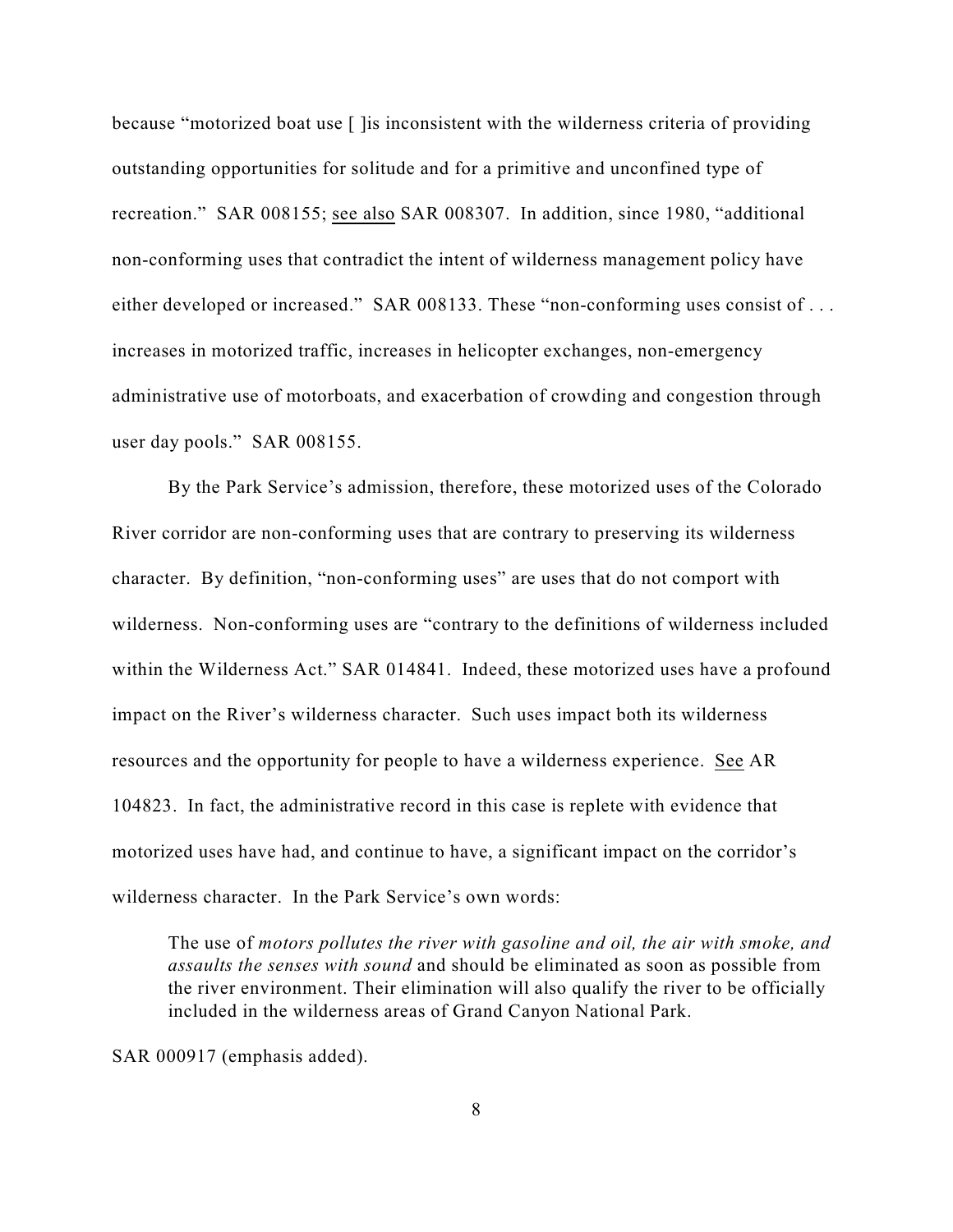because "motorized boat use [ ]is inconsistent with the wilderness criteria of providing outstanding opportunities for solitude and for a primitive and unconfined type of recreation." SAR 008155; see also SAR 008307. In addition, since 1980, "additional non-conforming uses that contradict the intent of wilderness management policy have either developed or increased." SAR 008133. These "non-conforming uses consist of . . . increases in motorized traffic, increases in helicopter exchanges, non-emergency administrative use of motorboats, and exacerbation of crowding and congestion through user day pools." SAR 008155.

By the Park Service's admission, therefore, these motorized uses of the Colorado River corridor are non-conforming uses that are contrary to preserving its wilderness character. By definition, "non-conforming uses" are uses that do not comport with wilderness. Non-conforming uses are "contrary to the definitions of wilderness included within the Wilderness Act." SAR 014841. Indeed, these motorized uses have a profound impact on the River's wilderness character. Such uses impact both its wilderness resources and the opportunity for people to have a wilderness experience. See AR 104823. In fact, the administrative record in this case is replete with evidence that motorized uses have had, and continue to have, a significant impact on the corridor's wilderness character. In the Park Service's own words:

> The use of *motors pollutes the river with gasoline and oil, the air with smoke, and assaults the senses with sound* and should be eliminated as soon as possible from the river environment. Their elimination will also qualify the river to be officially included in the wilderness areas of Grand Canyon National Park.

SAR 000917 (emphasis added).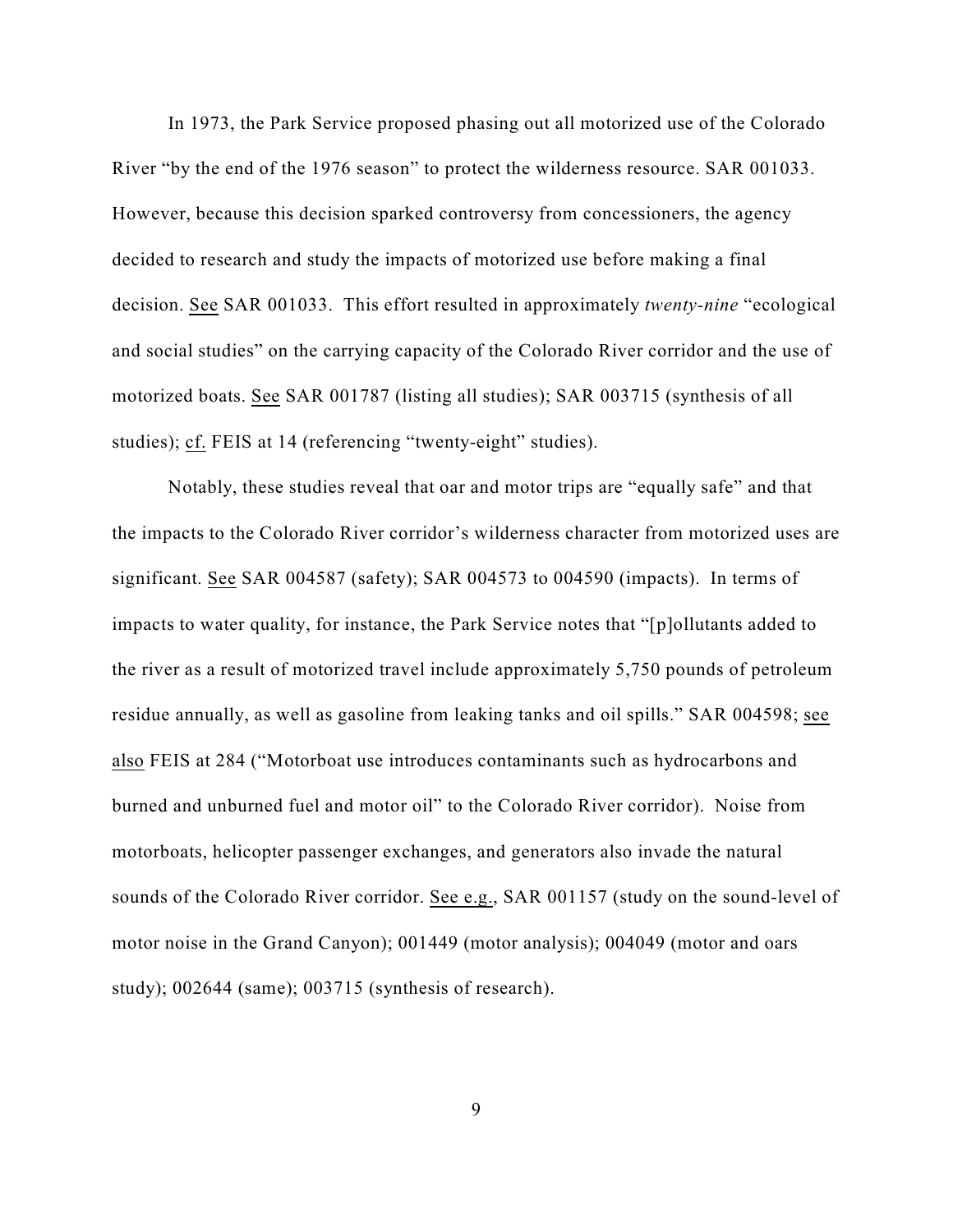In 1973, the Park Service proposed phasing out all motorized use of the Colorado River "by the end of the 1976 season" to protect the wilderness resource. SAR 001033. However, because this decision sparked controversy from concessioners, the agency decided to research and study the impacts of motorized use before making a final decision. See SAR 001033. This effort resulted in approximately *twenty-nine* "ecological and social studies" on the carrying capacity of the Colorado River corridor and the use of motorized boats. See SAR 001787 (listing all studies); SAR 003715 (synthesis of all studies); cf. FEIS at 14 (referencing "twenty-eight" studies).

Notably, these studies reveal that oar and motor trips are "equally safe" and that the impacts to the Colorado River corridor's wilderness character from motorized uses are significant. See SAR 004587 (safety); SAR 004573 to 004590 (impacts). In terms of impacts to water quality, for instance, the Park Service notes that "[p]ollutants added to the river as a result of motorized travel include approximately 5,750 pounds of petroleum residue annually, as well as gasoline from leaking tanks and oil spills." SAR 004598; see also FEIS at 284 ("Motorboat use introduces contaminants such as hydrocarbons and burned and unburned fuel and motor oil" to the Colorado River corridor). Noise from motorboats, helicopter passenger exchanges, and generators also invade the natural sounds of the Colorado River corridor. See e.g., SAR 001157 (study on the sound-level of motor noise in the Grand Canyon); 001449 (motor analysis); 004049 (motor and oars study); 002644 (same); 003715 (synthesis of research).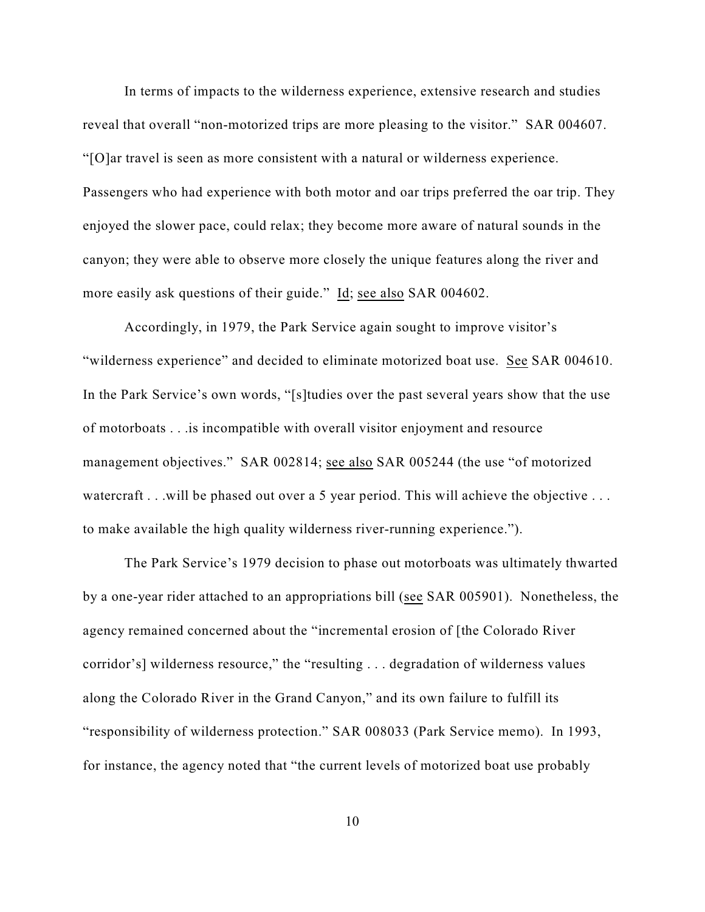In terms of impacts to the wilderness experience, extensive research and studies reveal that overall "non-motorized trips are more pleasing to the visitor." SAR 004607. "[O]ar travel is seen as more consistent with a natural or wilderness experience. Passengers who had experience with both motor and oar trips preferred the oar trip. They enjoyed the slower pace, could relax; they become more aware of natural sounds in the canyon; they were able to observe more closely the unique features along the river and more easily ask questions of their guide." Id; see also SAR 004602.

Accordingly, in 1979, the Park Service again sought to improve visitor's "wilderness experience" and decided to eliminate motorized boat use. See SAR 004610. In the Park Service's own words, "[s]tudies over the past several years show that the use of motorboats . . .is incompatible with overall visitor enjoyment and resource management objectives." SAR 002814; see also SAR 005244 (the use "of motorized watercraft . . .will be phased out over a 5 year period. This will achieve the objective . . . to make available the high quality wilderness river-running experience.").

The Park Service's 1979 decision to phase out motorboats was ultimately thwarted by a one-year rider attached to an appropriations bill (see SAR 005901). Nonetheless, the agency remained concerned about the "incremental erosion of [the Colorado River corridor's] wilderness resource," the "resulting . . . degradation of wilderness values along the Colorado River in the Grand Canyon," and its own failure to fulfill its "responsibility of wilderness protection." SAR 008033 (Park Service memo). In 1993, for instance, the agency noted that "the current levels of motorized boat use probably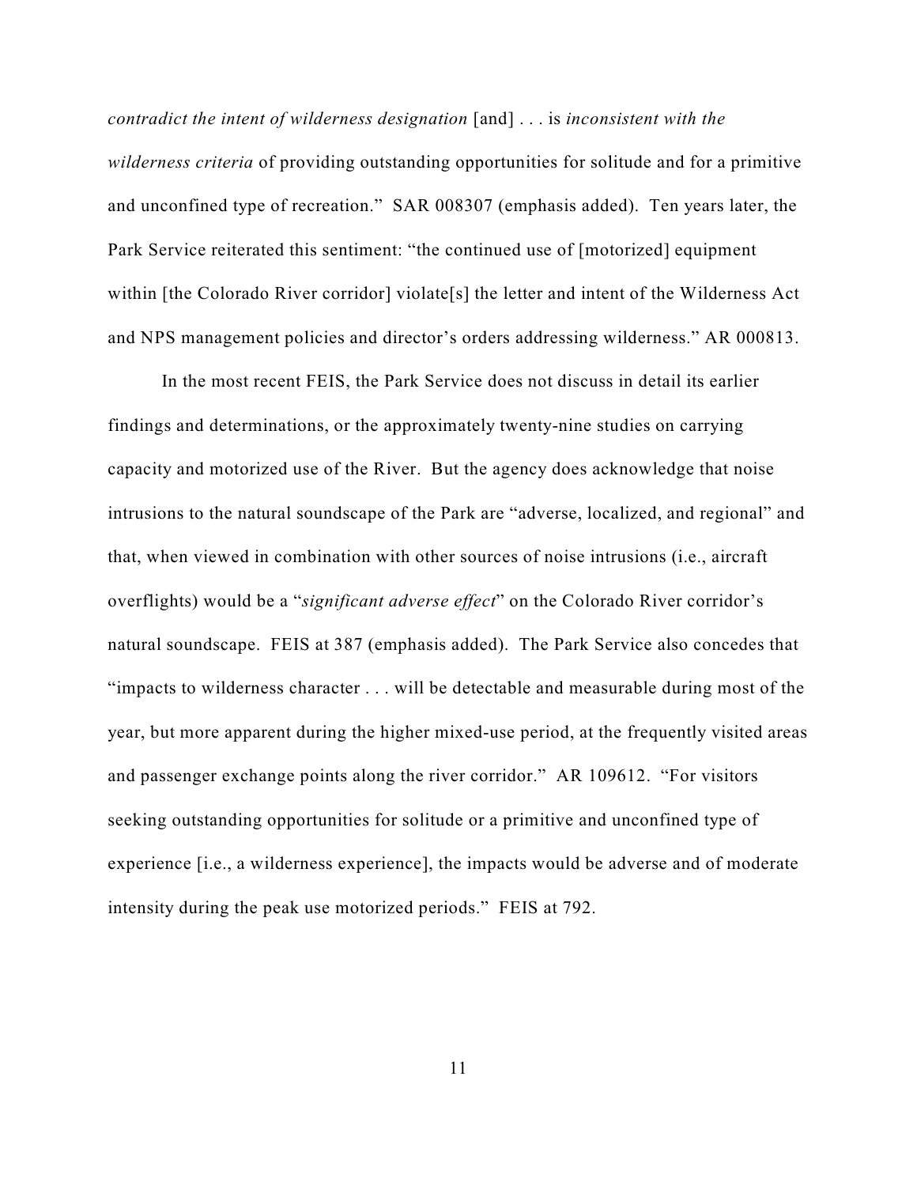*contradict the intent of wilderness designation* [and] . . . is *inconsistent with the wilderness criteria* of providing outstanding opportunities for solitude and for a primitive and unconfined type of recreation." SAR 008307 (emphasis added). Ten years later, the Park Service reiterated this sentiment: "the continued use of [motorized] equipment within [the Colorado River corridor] violate[s] the letter and intent of the Wilderness Act and NPS management policies and director's orders addressing wilderness." AR 000813.

In the most recent FEIS, the Park Service does not discuss in detail its earlier findings and determinations, or the approximately twenty-nine studies on carrying capacity and motorized use of the River. But the agency does acknowledge that noise intrusions to the natural soundscape of the Park are "adverse, localized, and regional" and that, when viewed in combination with other sources of noise intrusions (i.e., aircraft overflights) would be a "*significant adverse effect*" on the Colorado River corridor's natural soundscape. FEIS at 387 (emphasis added). The Park Service also concedes that "impacts to wilderness character . . . will be detectable and measurable during most of the year, but more apparent during the higher mixed-use period, at the frequently visited areas and passenger exchange points along the river corridor." AR 109612. "For visitors seeking outstanding opportunities for solitude or a primitive and unconfined type of experience [i.e., a wilderness experience], the impacts would be adverse and of moderate intensity during the peak use motorized periods." FEIS at 792.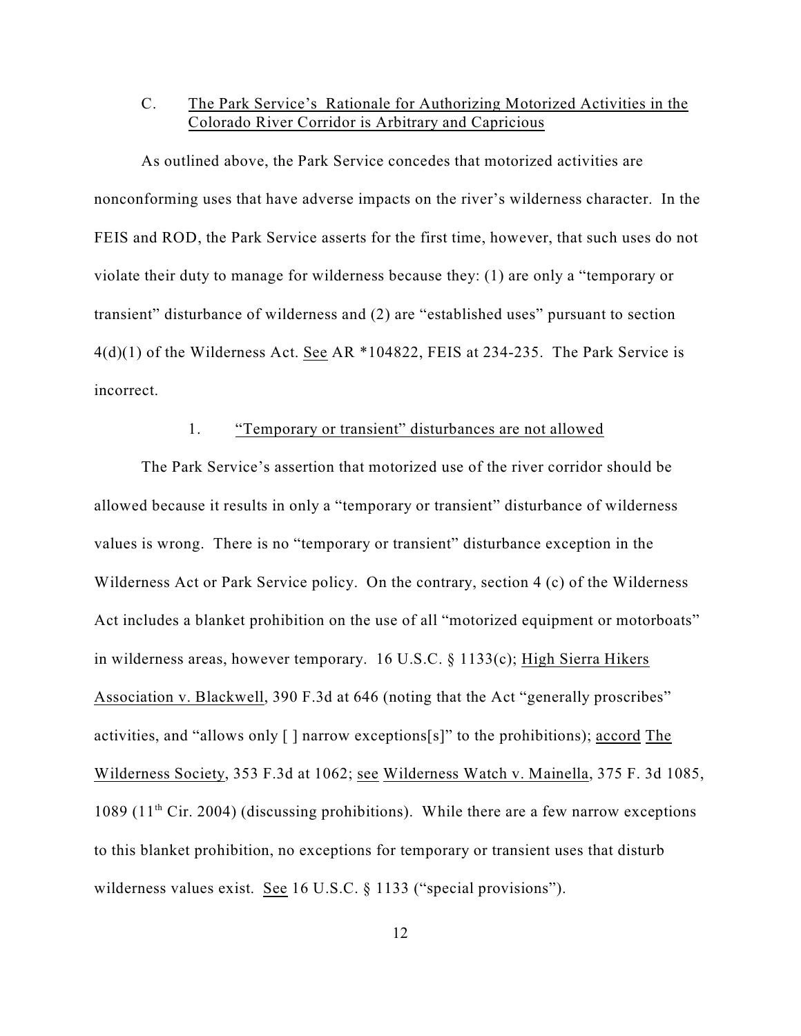### C. The Park Service's Rationale for Authorizing Motorized Activities in the Colorado River Corridor is Arbitrary and Capricious

As outlined above, the Park Service concedes that motorized activities are nonconforming uses that have adverse impacts on the river's wilderness character. In the FEIS and ROD, the Park Service asserts for the first time, however, that such uses do not violate their duty to manage for wilderness because they: (1) are only a "temporary or transient" disturbance of wilderness and (2) are "established uses" pursuant to section 4(d)(1) of the Wilderness Act. See AR *104822, FEIS at 234-235. The Park Service is incorrect.

#### 1. "Temporary or transient" disturbances are not allowed

The Park Service's assertion that motorized use of the river corridor should be allowed because it results in only a "temporary or transient" disturbance of wilderness values is wrong. There is no "temporary or transient" disturbance exception in the Wilderness Act or Park Service policy. On the contrary, section 4 (c) of the Wilderness Act includes a blanket prohibition on the use of all "motorized equipment or motorboats" in wilderness areas, however temporary. 16 U.S.C. § 1133(c); High Sierra Hikers Association v. Blackwell, 390 F.3d at 646 (noting that the Act "generally proscribes" activities, and "allows only [ ] narrow exceptions[s]" to the prohibitions); accord The Wilderness Society, 353 F.3d at 1062; see Wilderness Watch v. Mainella, 375 F. 3d 1085, 1089 (11th Cir. 2004) (discussing prohibitions). While there are a few narrow exceptions to this blanket prohibition, no exceptions for temporary or transient uses that disturb wilderness values exist. See 16 U.S.C. § 1133 ("special provisions").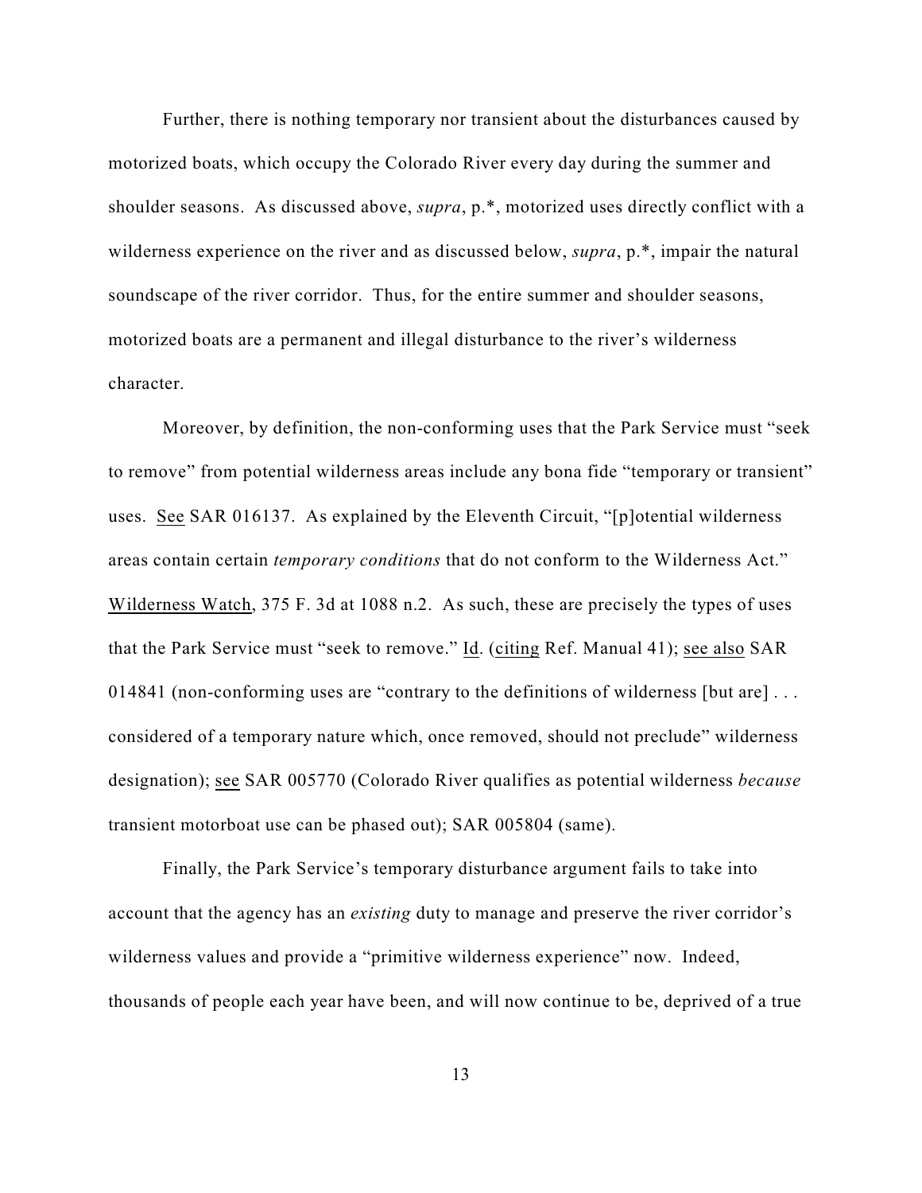Further, there is nothing temporary nor transient about the disturbances caused by motorized boats, which occupy the Colorado River every day during the summer and shoulder seasons. As discussed above, *supra*, p.*, motorized uses directly conflict with a wilderness experience on the river and as discussed below, *supra*, p.*, impair the natural soundscape of the river corridor. Thus, for the entire summer and shoulder seasons, motorized boats are a permanent and illegal disturbance to the river's wilderness character.

Moreover, by definition, the non-conforming uses that the Park Service must "seek to remove" from potential wilderness areas include any bona fide "temporary or transient" uses. See SAR 016137. As explained by the Eleventh Circuit, "[p]otential wilderness areas contain certain *temporary conditions* that do not conform to the Wilderness Act." Wilderness Watch, 375 F. 3d at 1088 n.2. As such, these are precisely the types of uses that the Park Service must "seek to remove." Id. (citing Ref. Manual 41); see also SAR 014841 (non-conforming uses are "contrary to the definitions of wilderness [but are] . . . considered of a temporary nature which, once removed, should not preclude" wilderness designation); see SAR 005770 (Colorado River qualifies as potential wilderness *because* transient motorboat use can be phased out); SAR 005804 (same).

Finally, the Park Service's temporary disturbance argument fails to take into account that the agency has an *existing* duty to manage and preserve the river corridor's wilderness values and provide a "primitive wilderness experience" now. Indeed, thousands of people each year have been, and will now continue to be, deprived of a true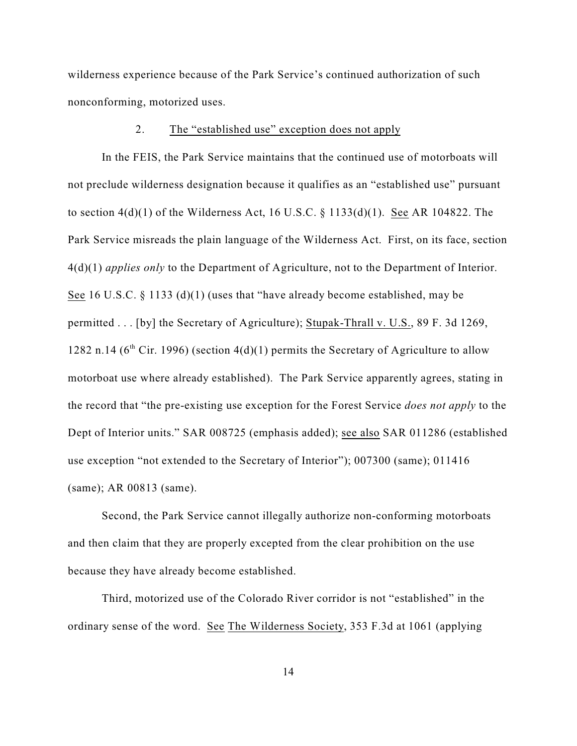wilderness experience because of the Park Service's continued authorization of such nonconforming, motorized uses.

### 2. The "established use" exception does not apply

In the FEIS, the Park Service maintains that the continued use of motorboats will not preclude wilderness designation because it qualifies as an "established use" pursuant to section 4(d)(1) of the Wilderness Act, 16 U.S.C. § 1133(d)(1). See AR 104822. The Park Service misreads the plain language of the Wilderness Act. First, on its face, section 4(d)(1) *applies only* to the Department of Agriculture, not to the Department of Interior. See 16 U.S.C. § 1133 (d)(1) (uses that "have already become established, may be permitted . . . [by] the Secretary of Agriculture); Stupak-Thrall v. U.S., 89 F. 3d 1269, 1282 n.14 (6th Cir. 1996) (section 4(d)(1) permits the Secretary of Agriculture to allow motorboat use where already established). The Park Service apparently agrees, stating in the record that "the pre-existing use exception for the Forest Service *does not apply* to the Dept of Interior units." SAR 008725 (emphasis added); see also SAR 011286 (established use exception "not extended to the Secretary of Interior"); 007300 (same); 011416 (same); AR 00813 (same).

Second, the Park Service cannot illegally authorize non-conforming motorboats and then claim that they are properly excepted from the clear prohibition on the use because they have already become established.

Third, motorized use of the Colorado River corridor is not "established" in the ordinary sense of the word. See The Wilderness Society, 353 F.3d at 1061 (applying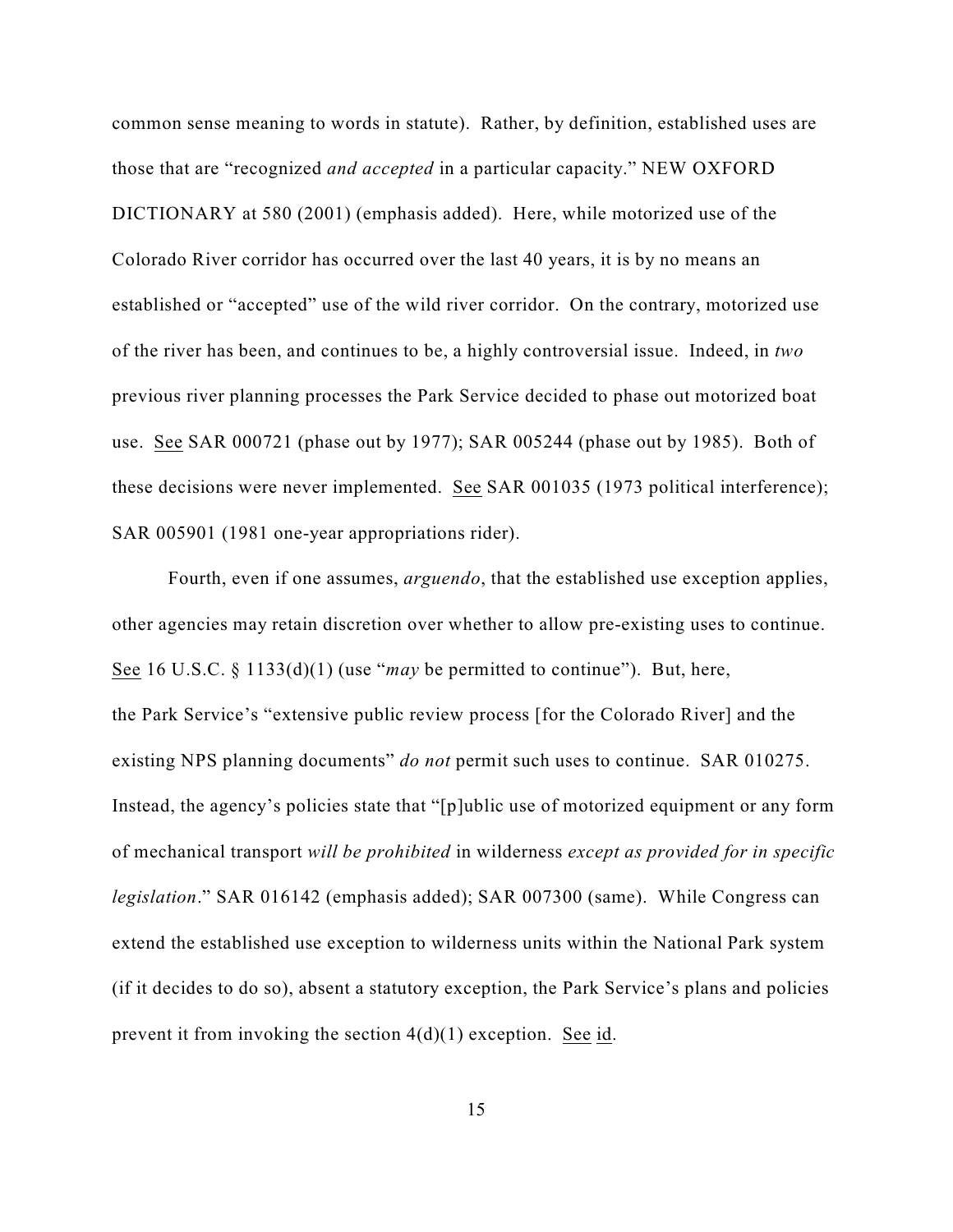common sense meaning to words in statute). Rather, by definition, established uses are those that are "recognized *and accepted* in a particular capacity." NEW OXFORD DICTIONARY at 580 (2001) (emphasis added). Here, while motorized use of the Colorado River corridor has occurred over the last 40 years, it is by no means an established or "accepted" use of the wild river corridor. On the contrary, motorized use of the river has been, and continues to be, a highly controversial issue. Indeed, in *two* previous river planning processes the Park Service decided to phase out motorized boat use. See SAR 000721 (phase out by 1977); SAR 005244 (phase out by 1985). Both of these decisions were never implemented. See SAR 001035 (1973 political interference); SAR 005901 (1981 one-year appropriations rider).

Fourth, even if one assumes, *arguendo*, that the established use exception applies, other agencies may retain discretion over whether to allow pre-existing uses to continue. See 16 U.S.C. § 1133(d)(1) (use "*may* be permitted to continue"). But, here, the Park Service's "extensive public review process [for the Colorado River] and the existing NPS planning documents" *do not* permit such uses to continue. SAR 010275. Instead, the agency's policies state that "[p]ublic use of motorized equipment or any form of mechanical transport *will be prohibited* in wilderness *except as provided for in specific legislation*." SAR 016142 (emphasis added); SAR 007300 (same). While Congress can extend the established use exception to wilderness units within the National Park system (if it decides to do so), absent a statutory exception, the Park Service's plans and policies prevent it from invoking the section 4(d)(1) exception. See id.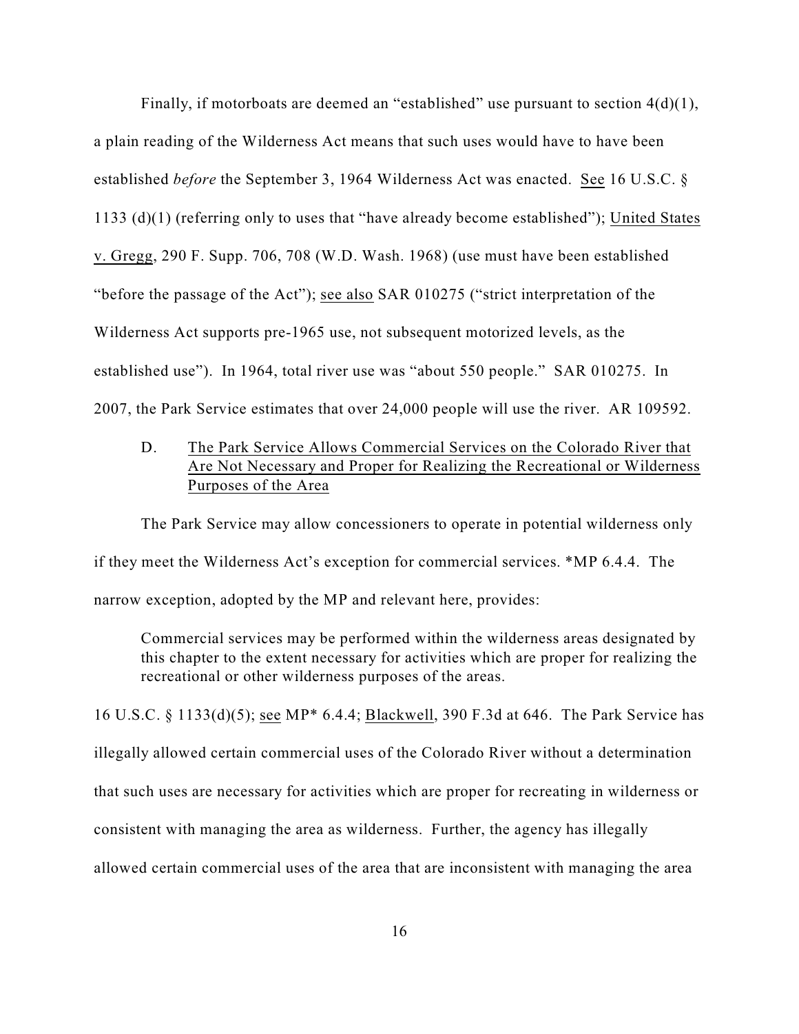Finally, if motorboats are deemed an "established" use pursuant to section 4(d)(1), a plain reading of the Wilderness Act means that such uses would have to have been established *before* the September 3, 1964 Wilderness Act was enacted. See 16 U.S.C. § 1133 (d)(1) (referring only to uses that "have already become established"); United States v. Gregg, 290 F. Supp. 706, 708 (W.D. Wash. 1968) (use must have been established "before the passage of the Act"); see also SAR 010275 ("strict interpretation of the Wilderness Act supports pre-1965 use, not subsequent motorized levels, as the established use"). In 1964, total river use was "about 550 people." SAR 010275. In 2007, the Park Service estimates that over 24,000 people will use the river. AR 109592.

### D. The Park Service Allows Commercial Services on the Colorado River that Are Not Necessary and Proper for Realizing the Recreational or Wilderness Purposes of the Area

The Park Service may allow concessioners to operate in potential wilderness only if they meet the Wilderness Act's exception for commercial services. *MP 6.4.4. The narrow exception, adopted by the MP and relevant here, provides:

> Commercial services may be performed within the wilderness areas designated by this chapter to the extent necessary for activities which are proper for realizing the recreational or other wilderness purposes of the areas.

16 U.S.C. § 1133(d)(5); see MP* 6.4.4; Blackwell, 390 F.3d at 646. The Park Service has illegally allowed certain commercial uses of the Colorado River without a determination that such uses are necessary for activities which are proper for recreating in wilderness or consistent with managing the area as wilderness. Further, the agency has illegally allowed certain commercial uses of the area that are inconsistent with managing the area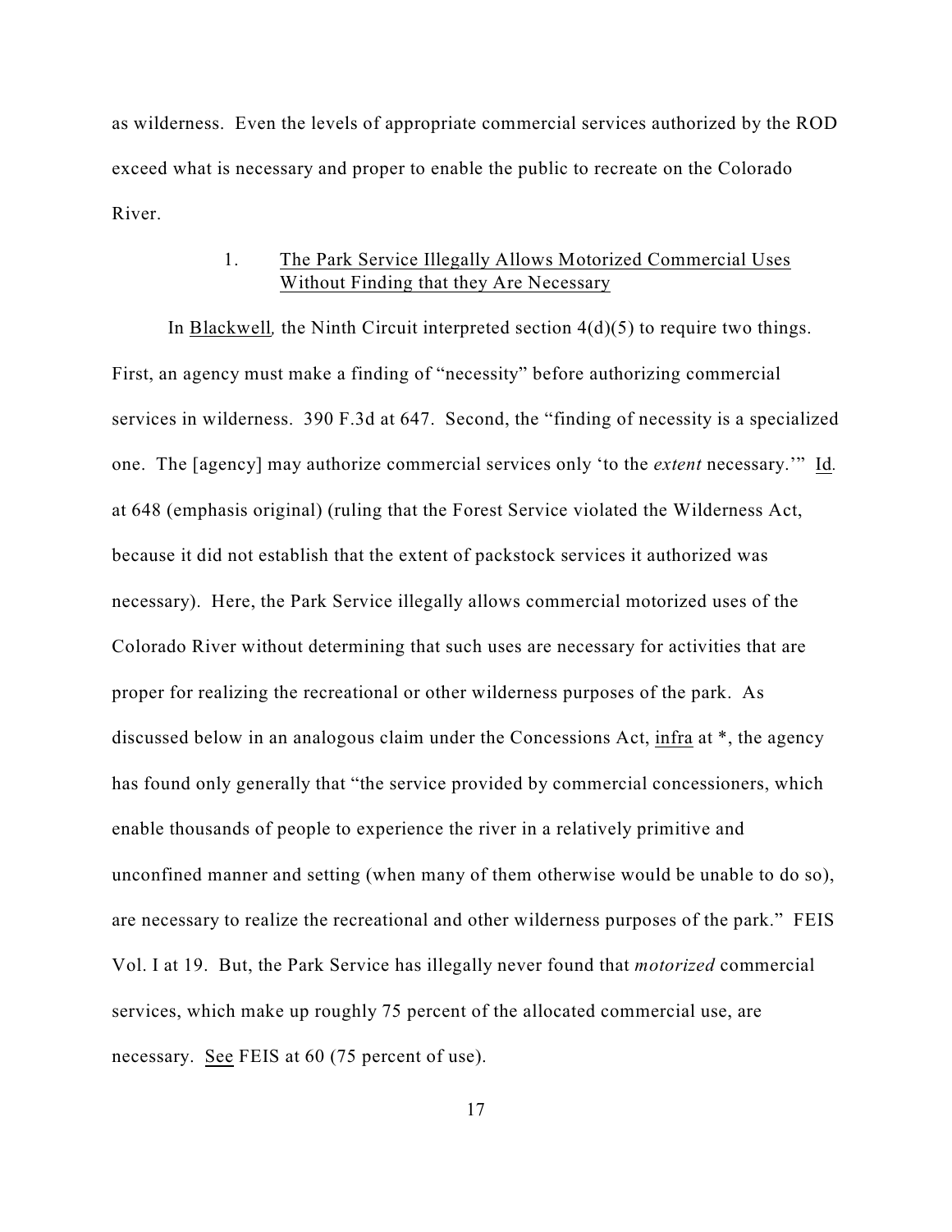as wilderness. Even the levels of appropriate commercial services authorized by the ROD exceed what is necessary and proper to enable the public to recreate on the Colorado River.

### 1. The Park Service Illegally Allows Motorized Commercial Uses Without Finding that they Are Necessary

In Blackwell, the Ninth Circuit interpreted section 4(d)(5) to require two things. First, an agency must make a finding of "necessity" before authorizing commercial services in wilderness. 390 F.3d at 647. Second, the "finding of necessity is a specialized one. The [agency] may authorize commercial services only 'to the *extent* necessary.'" Id. at 648 (emphasis original) (ruling that the Forest Service violated the Wilderness Act, because it did not establish that the extent of packstock services it authorized was necessary). Here, the Park Service illegally allows commercial motorized uses of the Colorado River without determining that such uses are necessary for activities that are proper for realizing the recreational or other wilderness purposes of the park. As discussed below in an analogous claim under the Concessions Act, infra at *, the agency has found only generally that "the service provided by commercial concessioners, which enable thousands of people to experience the river in a relatively primitive and unconfined manner and setting (when many of them otherwise would be unable to do so), are necessary to realize the recreational and other wilderness purposes of the park." FEIS Vol. I at 19. But, the Park Service has illegally never found that *motorized* commercial services, which make up roughly 75 percent of the allocated commercial use, are necessary. See FEIS at 60 (75 percent of use).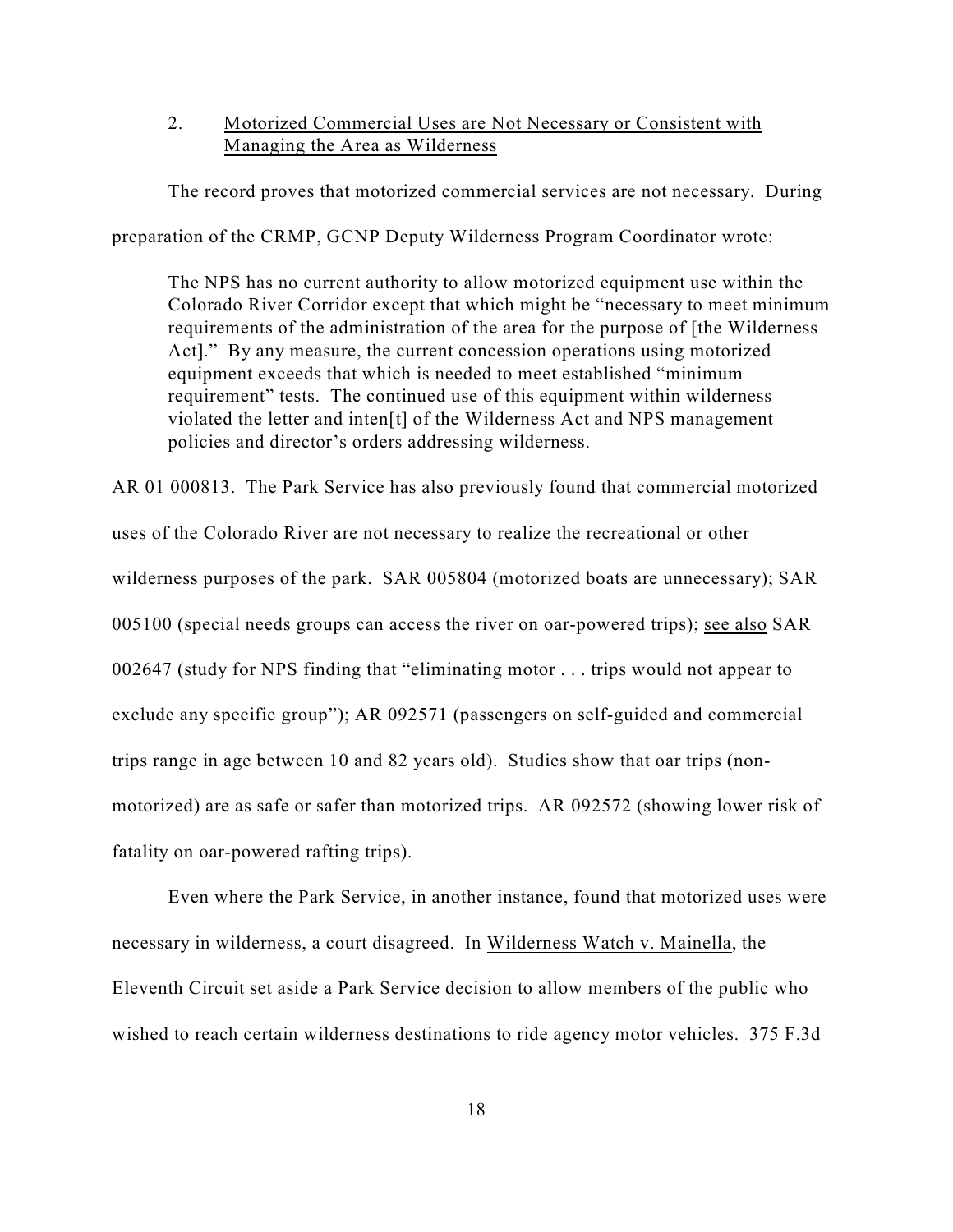2. <u>Motorized Commercial Uses are Not Necessary or Consistent with Managing the Area as Wilderness</u>

The record proves that motorized commercial services are not necessary. During preparation of the CRMP, GCNP Deputy Wilderness Program Coordinator wrote:

> The NPS has no current authority to allow motorized equipment use within the Colorado River Corridor except that which might be "necessary to meet minimum requirements of the administration of the area for the purpose of [the Wilderness Act]." By any measure, the current concession operations using motorized equipment exceeds that which is needed to meet established "minimum requirement" tests. The continued use of this equipment within wilderness violated the letter and inten[t] of the Wilderness Act and NPS management policies and director's orders addressing wilderness.

AR 01 000813. The Park Service has also previously found that commercial motorized uses of the Colorado River are not necessary to realize the recreational or other wilderness purposes of the park. SAR 005804 (motorized boats are unnecessary); SAR 005100 (special needs groups can access the river on oar-powered trips); <u>see also</u> SAR 002647 (study for NPS finding that "eliminating motor . . . trips would not appear to exclude any specific group"); AR 092571 (passengers on self-guided and commercial trips range in age between 10 and 82 years old). Studies show that oar trips (non-motorized) are as safe or safer than motorized trips. AR 092572 (showing lower risk of fatality on oar-powered rafting trips).

Even where the Park Service, in another instance, found that motorized uses were necessary in wilderness, a court disagreed. In <u>Wilderness Watch v. Mainella</u>, the Eleventh Circuit set aside a Park Service decision to allow members of the public who wished to reach certain wilderness destinations to ride agency motor vehicles. 375 F.3d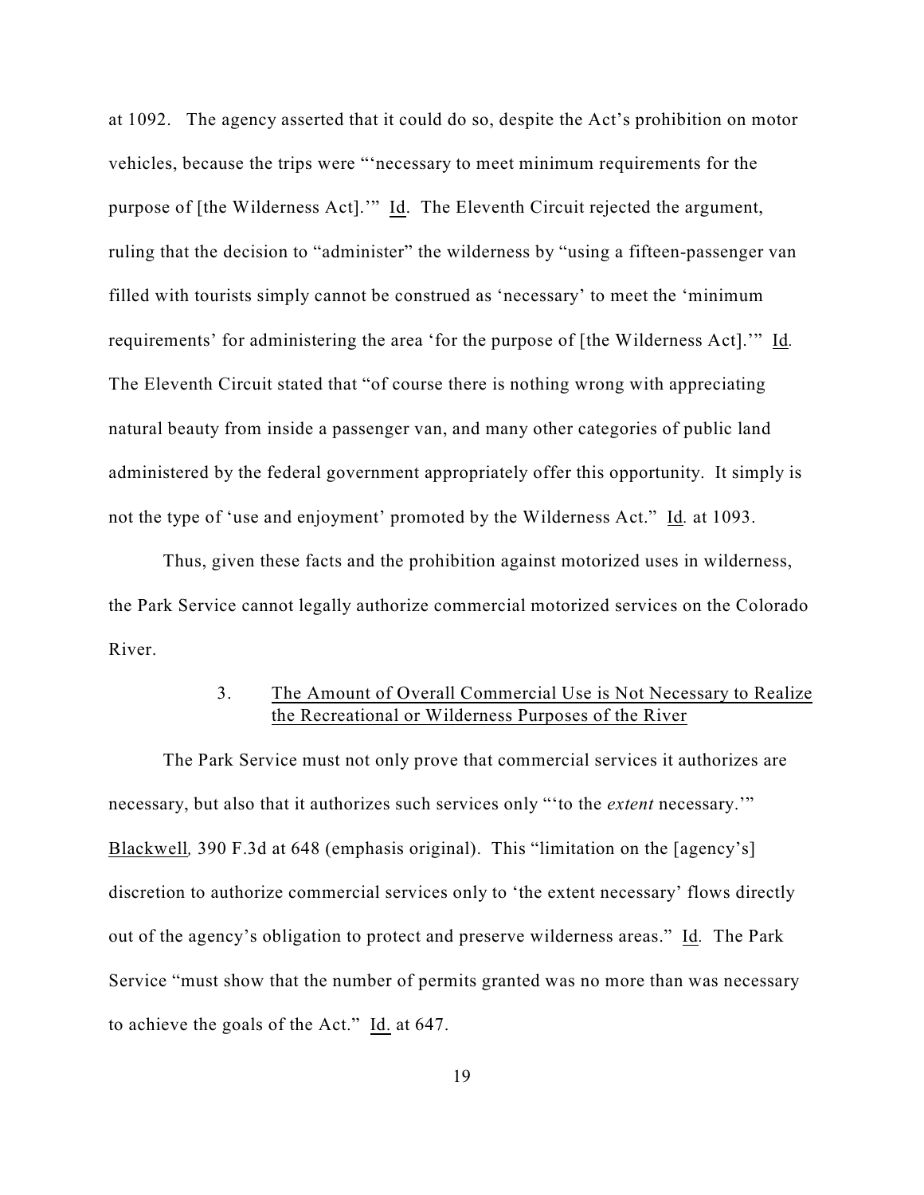at 1092. The agency asserted that it could do so, despite the Act's prohibition on motor vehicles, because the trips were "'necessary to meet minimum requirements for the purpose of [the Wilderness Act].'" Id. The Eleventh Circuit rejected the argument, ruling that the decision to "administer" the wilderness by "using a fifteen-passenger van filled with tourists simply cannot be construed as 'necessary' to meet the 'minimum requirements' for administering the area 'for the purpose of [the Wilderness Act].'" Id. The Eleventh Circuit stated that "of course there is nothing wrong with appreciating natural beauty from inside a passenger van, and many other categories of public land administered by the federal government appropriately offer this opportunity. It simply is not the type of 'use and enjoyment' promoted by the Wilderness Act." Id. at 1093.

Thus, given these facts and the prohibition against motorized uses in wilderness, the Park Service cannot legally authorize commercial motorized services on the Colorado River.

### 3. The Amount of Overall Commercial Use is Not Necessary to Realize the Recreational or Wilderness Purposes of the River

The Park Service must not only prove that commercial services it authorizes are necessary, but also that it authorizes such services only "'to the *extent* necessary.'" Blackwell, 390 F.3d at 648 (emphasis original). This "limitation on the [agency's] discretion to authorize commercial services only to 'the extent necessary' flows directly out of the agency's obligation to protect and preserve wilderness areas." Id. The Park Service "must show that the number of permits granted was no more than was necessary to achieve the goals of the Act." Id. at 647.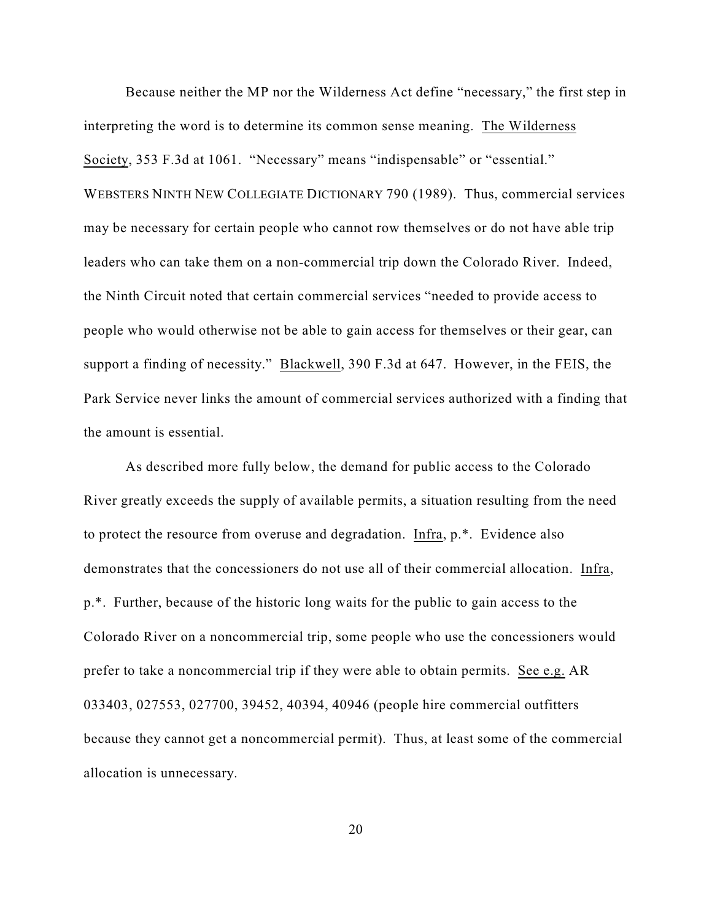Because neither the MP nor the Wilderness Act define "necessary," the first step in interpreting the word is to determine its common sense meaning. The Wilderness Society, 353 F.3d at 1061. "Necessary" means "indispensable" or "essential." WEBSTERS NINTH NEW COLLEGIATE DICTIONARY 790 (1989). Thus, commercial services may be necessary for certain people who cannot row themselves or do not have able trip leaders who can take them on a non-commercial trip down the Colorado River. Indeed, the Ninth Circuit noted that certain commercial services "needed to provide access to people who would otherwise not be able to gain access for themselves or their gear, can support a finding of necessity." Blackwell, 390 F.3d at 647. However, in the FEIS, the Park Service never links the amount of commercial services authorized with a finding that the amount is essential.

As described more fully below, the demand for public access to the Colorado River greatly exceeds the supply of available permits, a situation resulting from the need to protect the resource from overuse and degradation. Infra, p.*. Evidence also demonstrates that the concessioners do not use all of their commercial allocation. Infra, p.*. Further, because of the historic long waits for the public to gain access to the Colorado River on a noncommercial trip, some people who use the concessioners would prefer to take a noncommercial trip if they were able to obtain permits. See e.g. AR 033403, 027553, 027700, 39452, 40394, 40946 (people hire commercial outfitters because they cannot get a noncommercial permit). Thus, at least some of the commercial allocation is unnecessary.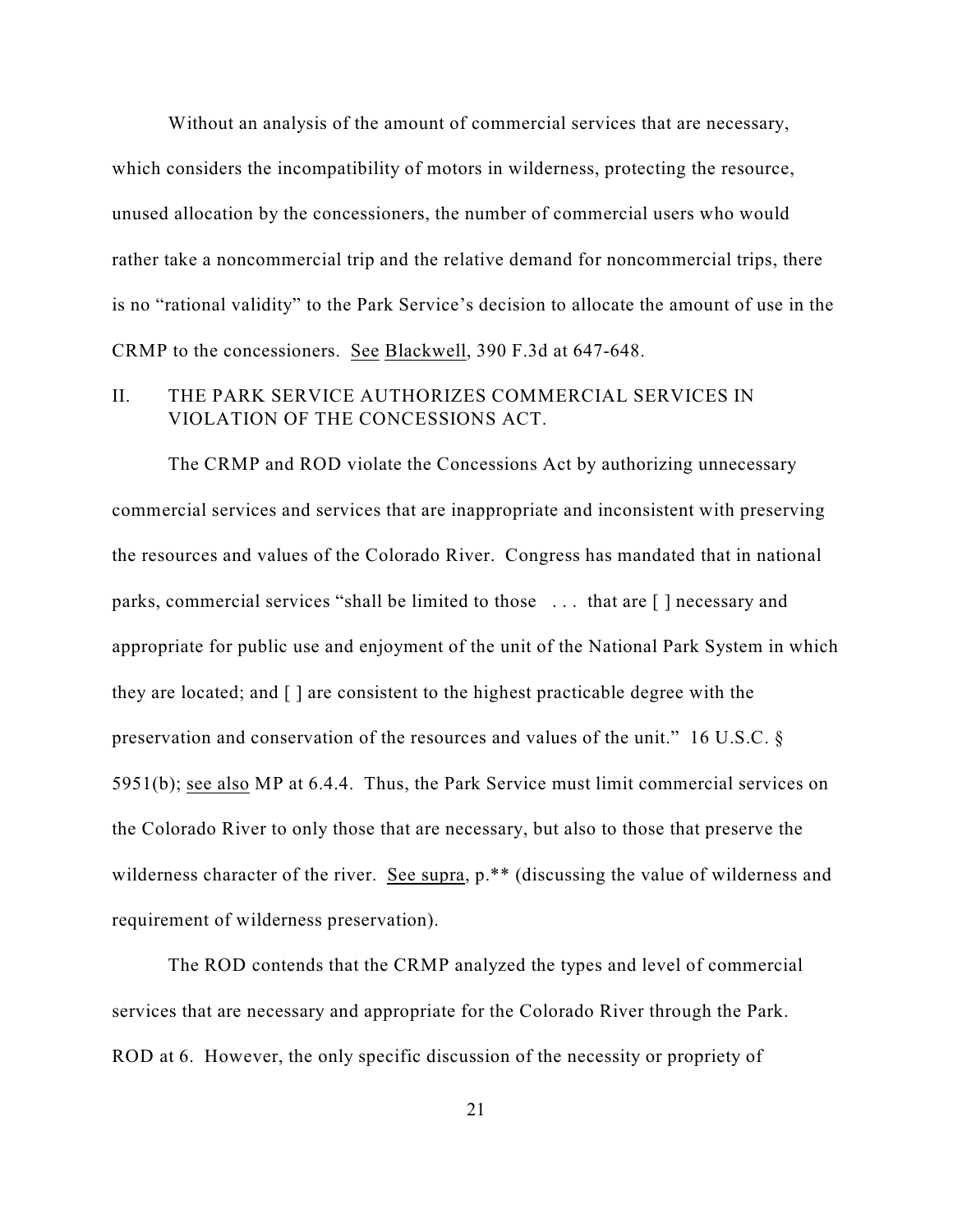Without an analysis of the amount of commercial services that are necessary, which considers the incompatibility of motors in wilderness, protecting the resource, unused allocation by the concessioners, the number of commercial users who would rather take a noncommercial trip and the relative demand for noncommercial trips, there is no "rational validity" to the Park Service's decision to allocate the amount of use in the CRMP to the concessioners. See Blackwell, 390 F.3d at 647-648.

## II. THE PARK SERVICE AUTHORIZES COMMERCIAL SERVICES IN VIOLATION OF THE CONCESSIONS ACT.

The CRMP and ROD violate the Concessions Act by authorizing unnecessary commercial services and services that are inappropriate and inconsistent with preserving the resources and values of the Colorado River. Congress has mandated that in national parks, commercial services "shall be limited to those . . . that are [ ] necessary and appropriate for public use and enjoyment of the unit of the National Park System in which they are located; and [ ] are consistent to the highest practicable degree with the preservation and conservation of the resources and values of the unit." 16 U.S.C. § 5951(b); see also MP at 6.4.4. Thus, the Park Service must limit commercial services on the Colorado River to only those that are necessary, but also to those that preserve the wilderness character of the river. See supra, p.** (discussing the value of wilderness and requirement of wilderness preservation).

The ROD contends that the CRMP analyzed the types and level of commercial services that are necessary and appropriate for the Colorado River through the Park. ROD at 6. However, the only specific discussion of the necessity or propriety of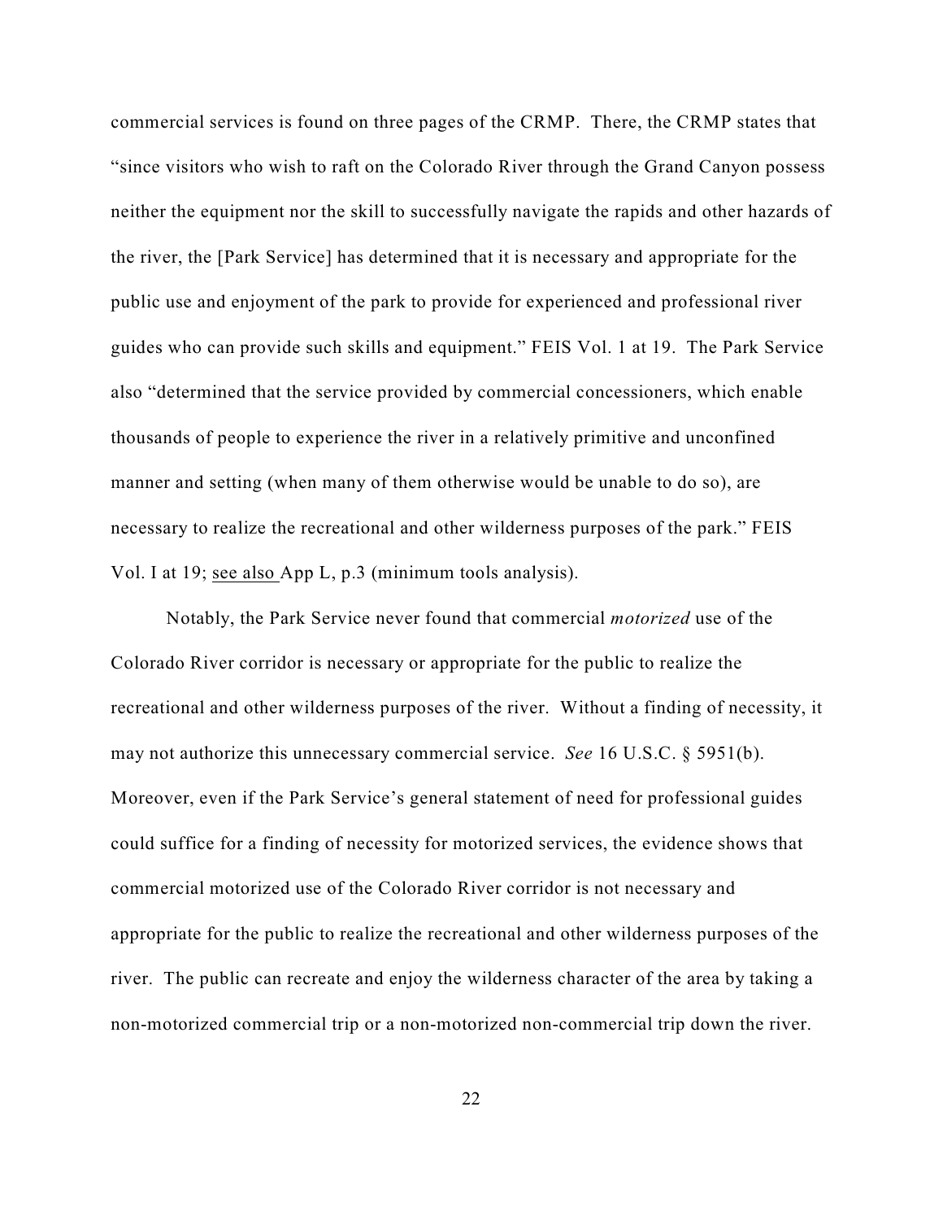commercial services is found on three pages of the CRMP. There, the CRMP states that "since visitors who wish to raft on the Colorado River through the Grand Canyon possess neither the equipment nor the skill to successfully navigate the rapids and other hazards of the river, the [Park Service] has determined that it is necessary and appropriate for the public use and enjoyment of the park to provide for experienced and professional river guides who can provide such skills and equipment." FEIS Vol. 1 at 19. The Park Service also "determined that the service provided by commercial concessioners, which enable thousands of people to experience the river in a relatively primitive and unconfined manner and setting (when many of them otherwise would be unable to do so), are necessary to realize the recreational and other wilderness purposes of the park." FEIS Vol. I at 19; see also App L, p.3 (minimum tools analysis).

Notably, the Park Service never found that commercial *motorized* use of the Colorado River corridor is necessary or appropriate for the public to realize the recreational and other wilderness purposes of the river. Without a finding of necessity, it may not authorize this unnecessary commercial service. *See* 16 U.S.C. § 5951(b). Moreover, even if the Park Service's general statement of need for professional guides could suffice for a finding of necessity for motorized services, the evidence shows that commercial motorized use of the Colorado River corridor is not necessary and appropriate for the public to realize the recreational and other wilderness purposes of the river. The public can recreate and enjoy the wilderness character of the area by taking a non-motorized commercial trip or a non-motorized non-commercial trip down the river.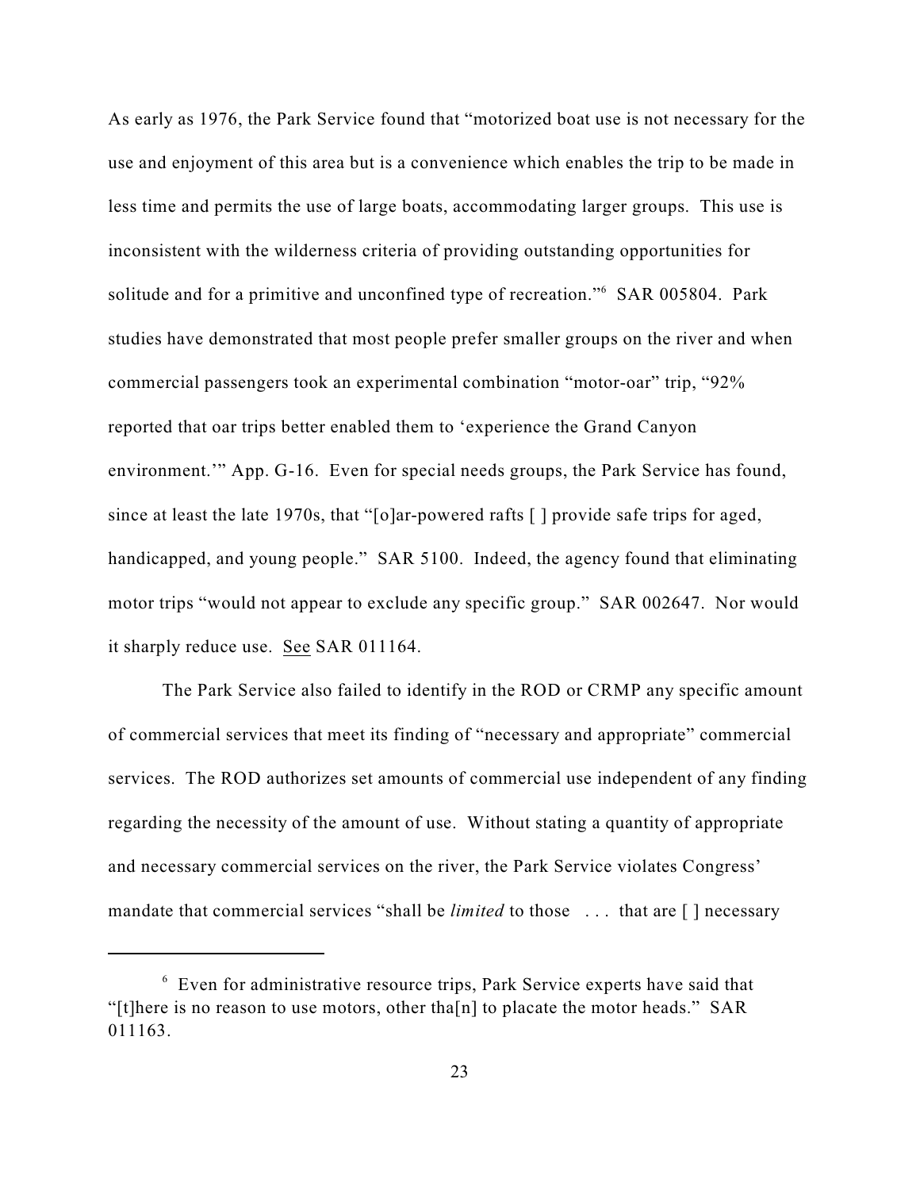As early as 1976, the Park Service found that "motorized boat use is not necessary for the use and enjoyment of this area but is a convenience which enables the trip to be made in less time and permits the use of large boats, accommodating larger groups. This use is inconsistent with the wilderness criteria of providing outstanding opportunities for solitude and for a primitive and unconfined type of recreation."[6] SAR 005804. Park studies have demonstrated that most people prefer smaller groups on the river and when commercial passengers took an experimental combination "motor-oar" trip, "92% reported that oar trips better enabled them to 'experience the Grand Canyon environment.'" App. G-16. Even for special needs groups, the Park Service has found, since at least the late 1970s, that "[o]ar-powered rafts [ ] provide safe trips for aged, handicapped, and young people." SAR 5100. Indeed, the agency found that eliminating motor trips "would not appear to exclude any specific group." SAR 002647. Nor would it sharply reduce use. See SAR 011164.

The Park Service also failed to identify in the ROD or CRMP any specific amount of commercial services that meet its finding of "necessary and appropriate" commercial services. The ROD authorizes set amounts of commercial use independent of any finding regarding the necessity of the amount of use. Without stating a quantity of appropriate and necessary commercial services on the river, the Park Service violates Congress' mandate that commercial services "shall be *limited* to those . . . that are [ ] necessary

---

[6] Even for administrative resource trips, Park Service experts have said that "[t]here is no reason to use motors, other tha[n] to placate the motor heads." SAR 011163.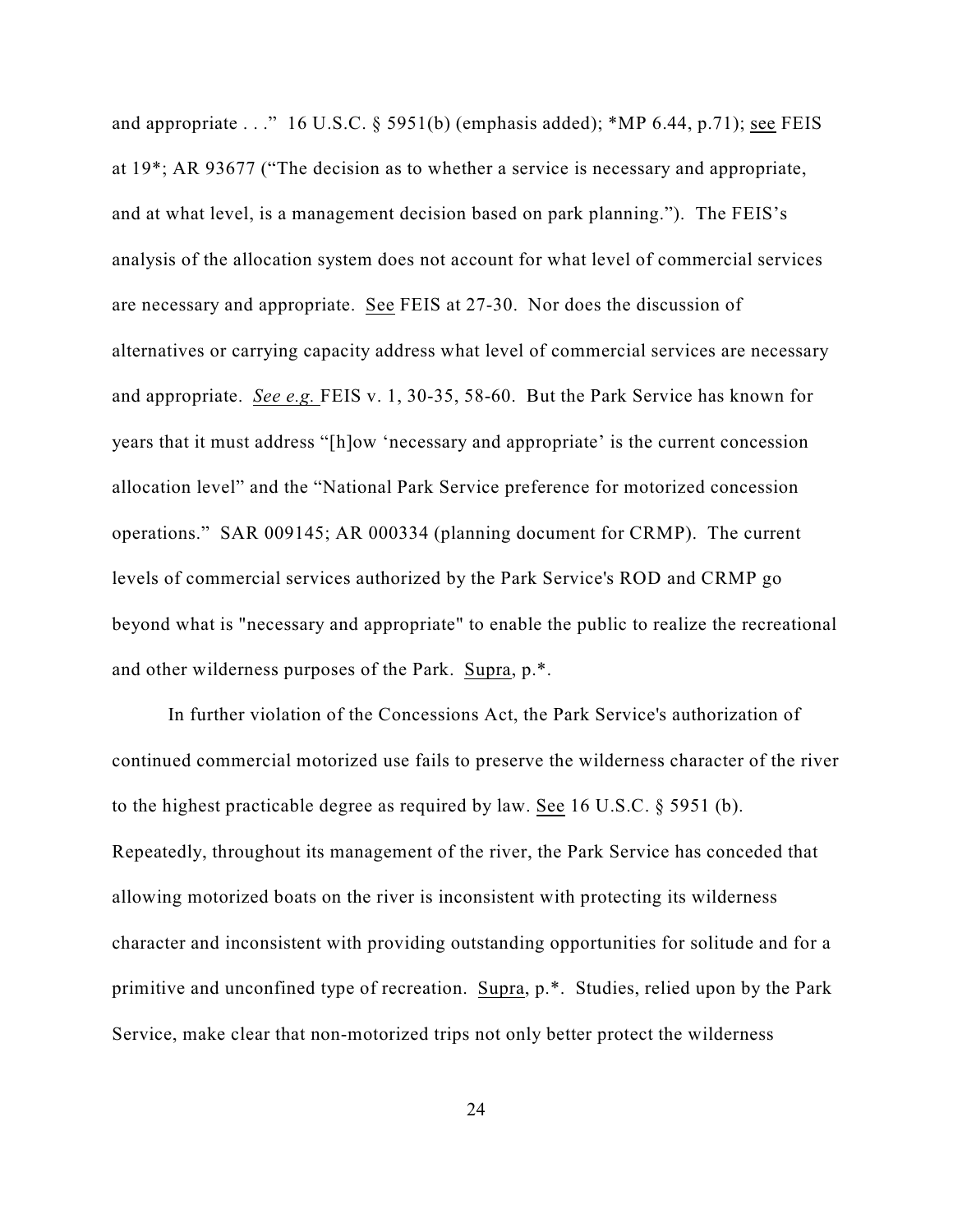and appropriate . . ." 16 U.S.C. § 5951(b) (emphasis added); *MP 6.44, p.71); see FEIS at 19*; AR 93677 ("The decision as to whether a service is necessary and appropriate, and at what level, is a management decision based on park planning."). The FEIS's analysis of the allocation system does not account for what level of commercial services are necessary and appropriate. See FEIS at 27-30. Nor does the discussion of alternatives or carrying capacity address what level of commercial services are necessary and appropriate. *See e.g.* FEIS v. 1, 30-35, 58-60. But the Park Service has known for years that it must address "[h]ow 'necessary and appropriate' is the current concession allocation level" and the "National Park Service preference for motorized concession operations." SAR 009145; AR 000334 (planning document for CRMP). The current levels of commercial services authorized by the Park Service's ROD and CRMP go beyond what is "necessary and appropriate" to enable the public to realize the recreational and other wilderness purposes of the Park. Supra, p.*.

In further violation of the Concessions Act, the Park Service's authorization of continued commercial motorized use fails to preserve the wilderness character of the river to the highest practicable degree as required by law. See 16 U.S.C. § 5951 (b). Repeatedly, throughout its management of the river, the Park Service has conceded that allowing motorized boats on the river is inconsistent with protecting its wilderness character and inconsistent with providing outstanding opportunities for solitude and for a primitive and unconfined type of recreation. Supra, p.*. Studies, relied upon by the Park Service, make clear that non-motorized trips not only better protect the wilderness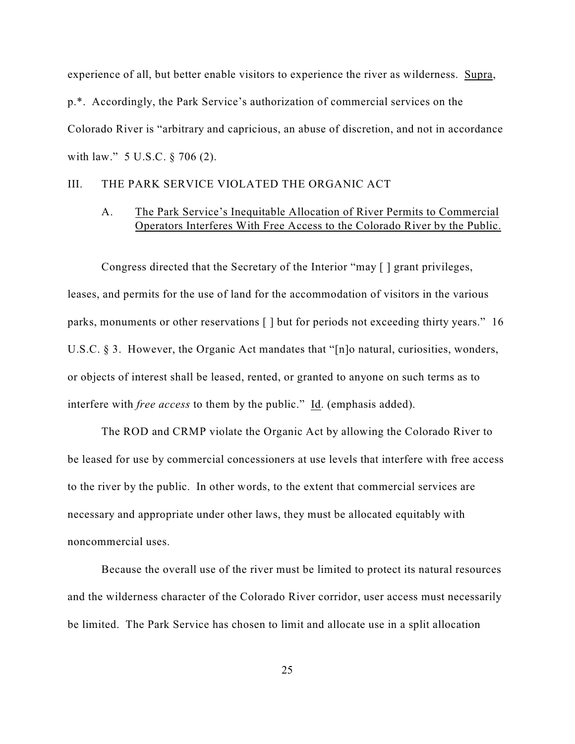experience of all, but better enable visitors to experience the river as wilderness. Supra, p.*. Accordingly, the Park Service's authorization of commercial services on the Colorado River is "arbitrary and capricious, an abuse of discretion, and not in accordance with law." 5 U.S.C. § 706 (2).

## III. THE PARK SERVICE VIOLATED THE ORGANIC ACT

### A. The Park Service's Inequitable Allocation of River Permits to Commercial Operators Interferes With Free Access to the Colorado River by the Public.

Congress directed that the Secretary of the Interior "may [ ] grant privileges, leases, and permits for the use of land for the accommodation of visitors in the various parks, monuments or other reservations [ ] but for periods not exceeding thirty years." 16 U.S.C. § 3. However, the Organic Act mandates that "[n]o natural, curiosities, wonders, or objects of interest shall be leased, rented, or granted to anyone on such terms as to interfere with *free access* to them by the public." Id. (emphasis added).

The ROD and CRMP violate the Organic Act by allowing the Colorado River to be leased for use by commercial concessioners at use levels that interfere with free access to the river by the public. In other words, to the extent that commercial services are necessary and appropriate under other laws, they must be allocated equitably with noncommercial uses.

Because the overall use of the river must be limited to protect its natural resources and the wilderness character of the Colorado River corridor, user access must necessarily be limited. The Park Service has chosen to limit and allocate use in a split allocation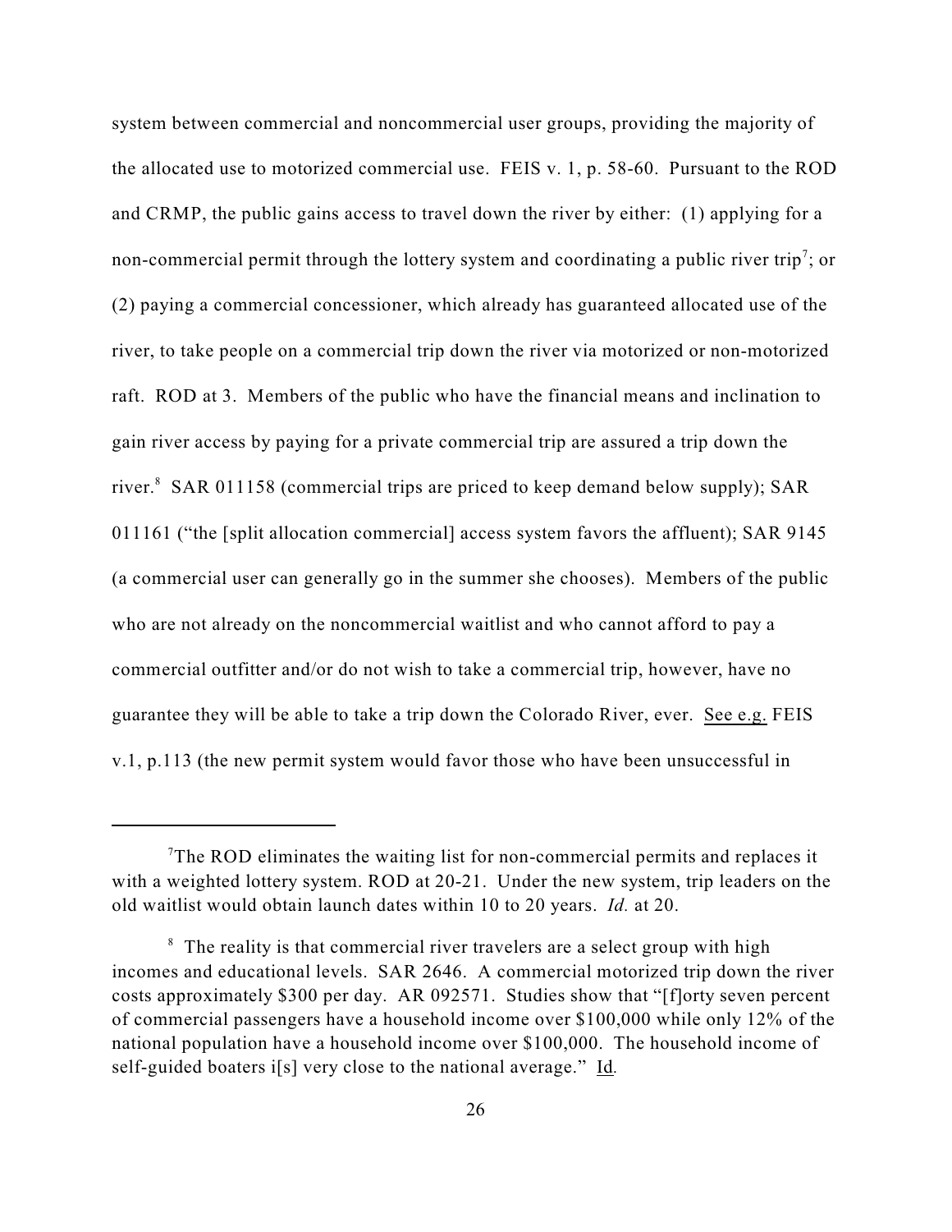system between commercial and noncommercial user groups, providing the majority of the allocated use to motorized commercial use. FEIS v. 1, p. 58-60. Pursuant to the ROD and CRMP, the public gains access to travel down the river by either: (1) applying for a non-commercial permit through the lottery system and coordinating a public river trip[7]; or (2) paying a commercial concessioner, which already has guaranteed allocated use of the river, to take people on a commercial trip down the river via motorized or non-motorized raft. ROD at 3. Members of the public who have the financial means and inclination to gain river access by paying for a private commercial trip are assured a trip down the river.[8] SAR 011158 (commercial trips are priced to keep demand below supply); SAR 011161 ("the [split allocation commercial] access system favors the affluent); SAR 9145 (a commercial user can generally go in the summer she chooses). Members of the public who are not already on the noncommercial waitlist and who cannot afford to pay a commercial outfitter and/or do not wish to take a commercial trip, however, have no guarantee they will be able to take a trip down the Colorado River, ever. See e.g. FEIS v.1, p.113 (the new permit system would favor those who have been unsuccessful in

---

[7] The ROD eliminates the waiting list for non-commercial permits and replaces it with a weighted lottery system. ROD at 20-21. Under the new system, trip leaders on the old waitlist would obtain launch dates within 10 to 20 years. *Id.* at 20.

[8] The reality is that commercial river travelers are a select group with high incomes and educational levels. SAR 2646. A commercial motorized trip down the river costs approximately $300 per day. AR 092571. Studies show that "[f]orty seven percent of commercial passengers have a household income over $100,000 while only 12% of the national population have a household income over $100,000. The household income of self-guided boaters i[s] very close to the national average." Id.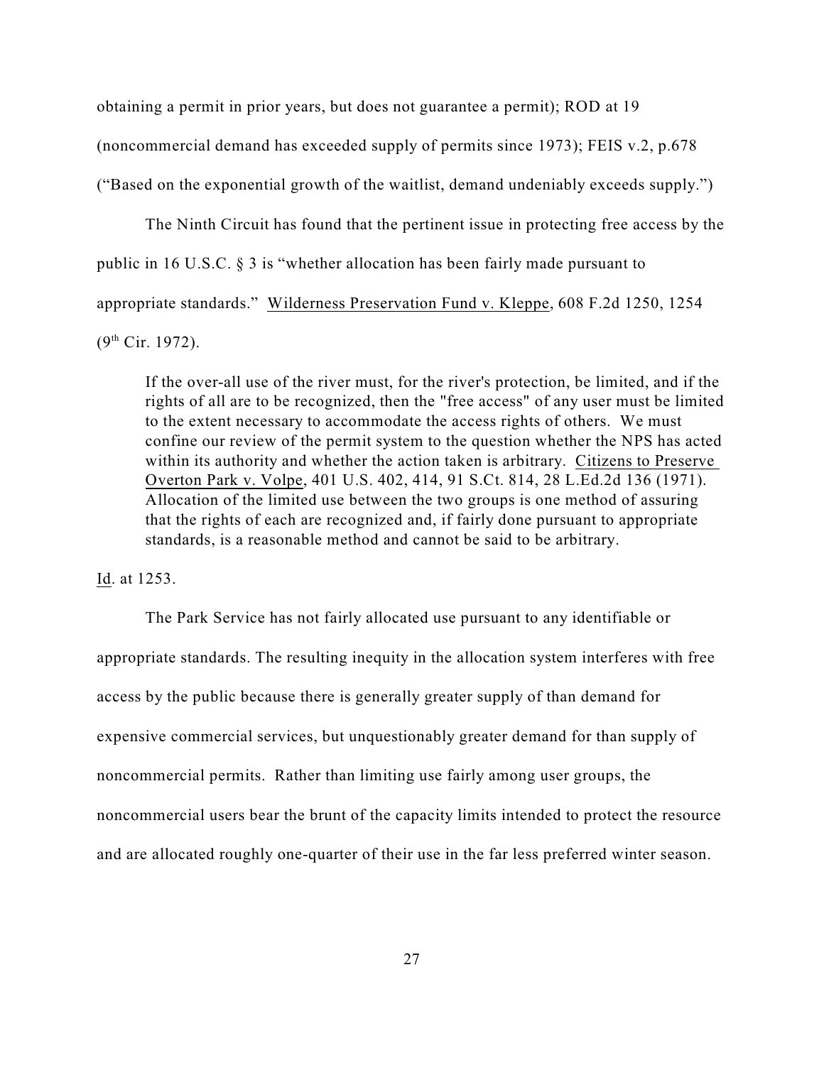obtaining a permit in prior years, but does not guarantee a permit); ROD at 19 (noncommercial demand has exceeded supply of permits since 1973); FEIS v.2, p.678 ("Based on the exponential growth of the waitlist, demand undeniably exceeds supply.")

The Ninth Circuit has found that the pertinent issue in protecting free access by the public in 16 U.S.C. § 3 is "whether allocation has been fairly made pursuant to appropriate standards." Wilderness Preservation Fund v. Kleppe, 608 F.2d 1250, 1254 (9th Cir. 1972).

> If the over-all use of the river must, for the river's protection, be limited, and if the rights of all are to be recognized, then the "free access" of any user must be limited to the extent necessary to accommodate the access rights of others. We must confine our review of the permit system to the question whether the NPS has acted within its authority and whether the action taken is arbitrary. Citizens to Preserve Overton Park v. Volpe, 401 U.S. 402, 414, 91 S.Ct. 814, 28 L.Ed.2d 136 (1971). Allocation of the limited use between the two groups is one method of assuring that the rights of each are recognized and, if fairly done pursuant to appropriate standards, is a reasonable method and cannot be said to be arbitrary.

Id. at 1253.

The Park Service has not fairly allocated use pursuant to any identifiable or appropriate standards. The resulting inequity in the allocation system interferes with free access by the public because there is generally greater supply of than demand for expensive commercial services, but unquestionably greater demand for than supply of noncommercial permits. Rather than limiting use fairly among user groups, the noncommercial users bear the brunt of the capacity limits intended to protect the resource and are allocated roughly one-quarter of their use in the far less preferred winter season.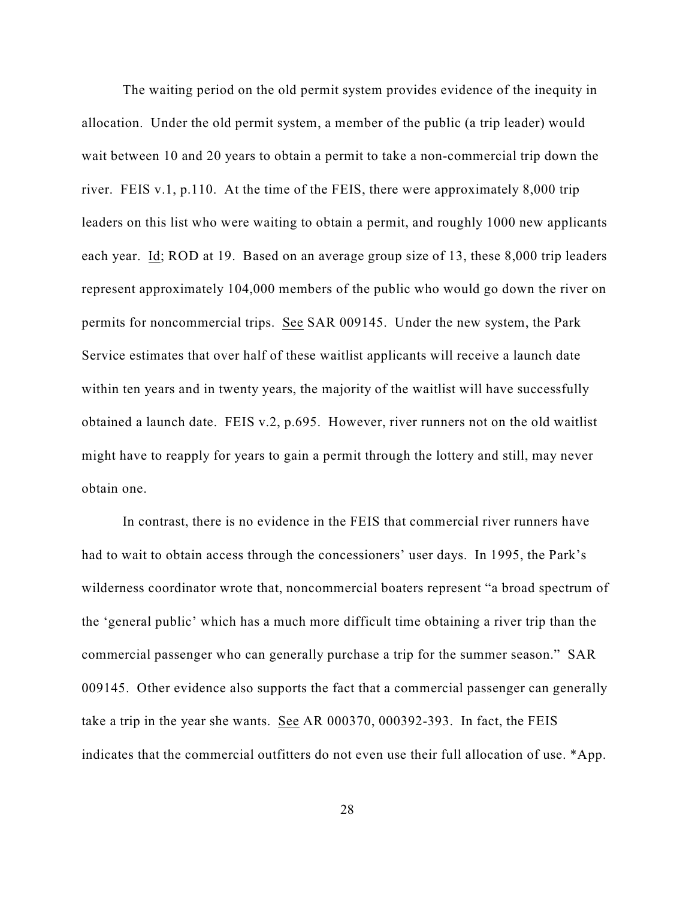The waiting period on the old permit system provides evidence of the inequity in allocation. Under the old permit system, a member of the public (a trip leader) would wait between 10 and 20 years to obtain a permit to take a non-commercial trip down the river. FEIS v.1, p.110. At the time of the FEIS, there were approximately 8,000 trip leaders on this list who were waiting to obtain a permit, and roughly 1000 new applicants each year. Id; ROD at 19. Based on an average group size of 13, these 8,000 trip leaders represent approximately 104,000 members of the public who would go down the river on permits for noncommercial trips. See SAR 009145. Under the new system, the Park Service estimates that over half of these waitlist applicants will receive a launch date within ten years and in twenty years, the majority of the waitlist will have successfully obtained a launch date. FEIS v.2, p.695. However, river runners not on the old waitlist might have to reapply for years to gain a permit through the lottery and still, may never obtain one.

In contrast, there is no evidence in the FEIS that commercial river runners have had to wait to obtain access through the concessioners' user days. In 1995, the Park's wilderness coordinator wrote that, noncommercial boaters represent "a broad spectrum of the 'general public' which has a much more difficult time obtaining a river trip than the commercial passenger who can generally purchase a trip for the summer season." SAR 009145. Other evidence also supports the fact that a commercial passenger can generally take a trip in the year she wants. See AR 000370, 000392-393. In fact, the FEIS indicates that the commercial outfitters do not even use their full allocation of use. *App.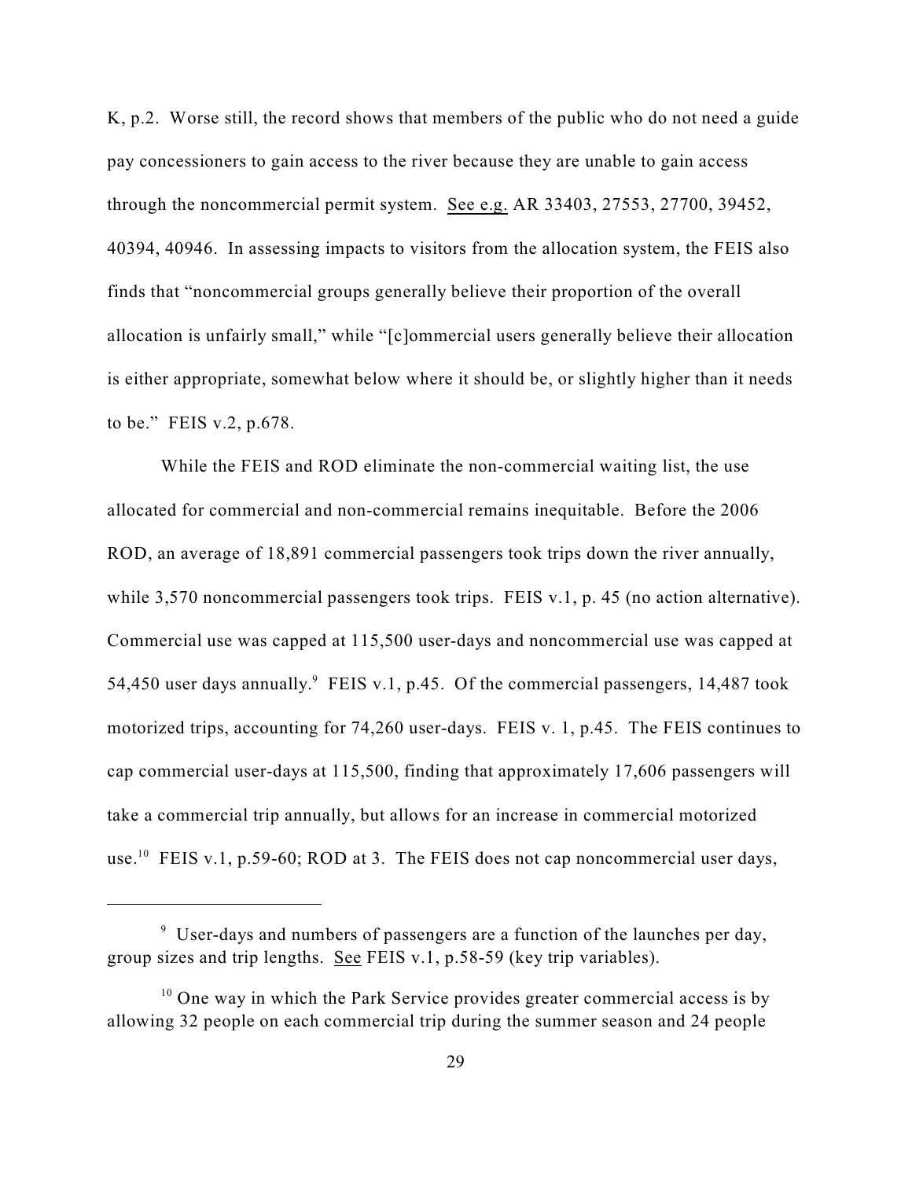K, p.2. Worse still, the record shows that members of the public who do not need a guide pay concessioners to gain access to the river because they are unable to gain access through the noncommercial permit system. See e.g. AR 33403, 27553, 27700, 39452, 40394, 40946. In assessing impacts to visitors from the allocation system, the FEIS also finds that "noncommercial groups generally believe their proportion of the overall allocation is unfairly small," while "[c]ommercial users generally believe their allocation is either appropriate, somewhat below where it should be, or slightly higher than it needs to be." FEIS v.2, p.678.

While the FEIS and ROD eliminate the non-commercial waiting list, the use allocated for commercial and non-commercial remains inequitable. Before the 2006 ROD, an average of 18,891 commercial passengers took trips down the river annually, while 3,570 noncommercial passengers took trips. FEIS v.1, p. 45 (no action alternative). Commercial use was capped at 115,500 user-days and noncommercial use was capped at 54,450 user days annually.[9] FEIS v.1, p.45. Of the commercial passengers, 14,487 took motorized trips, accounting for 74,260 user-days. FEIS v. 1, p.45. The FEIS continues to cap commercial user-days at 115,500, finding that approximately 17,606 passengers will take a commercial trip annually, but allows for an increase in commercial motorized use.[10] FEIS v.1, p.59-60; ROD at 3. The FEIS does not cap noncommercial user days,

---

[9] User-days and numbers of passengers are a function of the launches per day, group sizes and trip lengths. See FEIS v.1, p.58-59 (key trip variables).

[10] One way in which the Park Service provides greater commercial access is by allowing 32 people on each commercial trip during the summer season and 24 people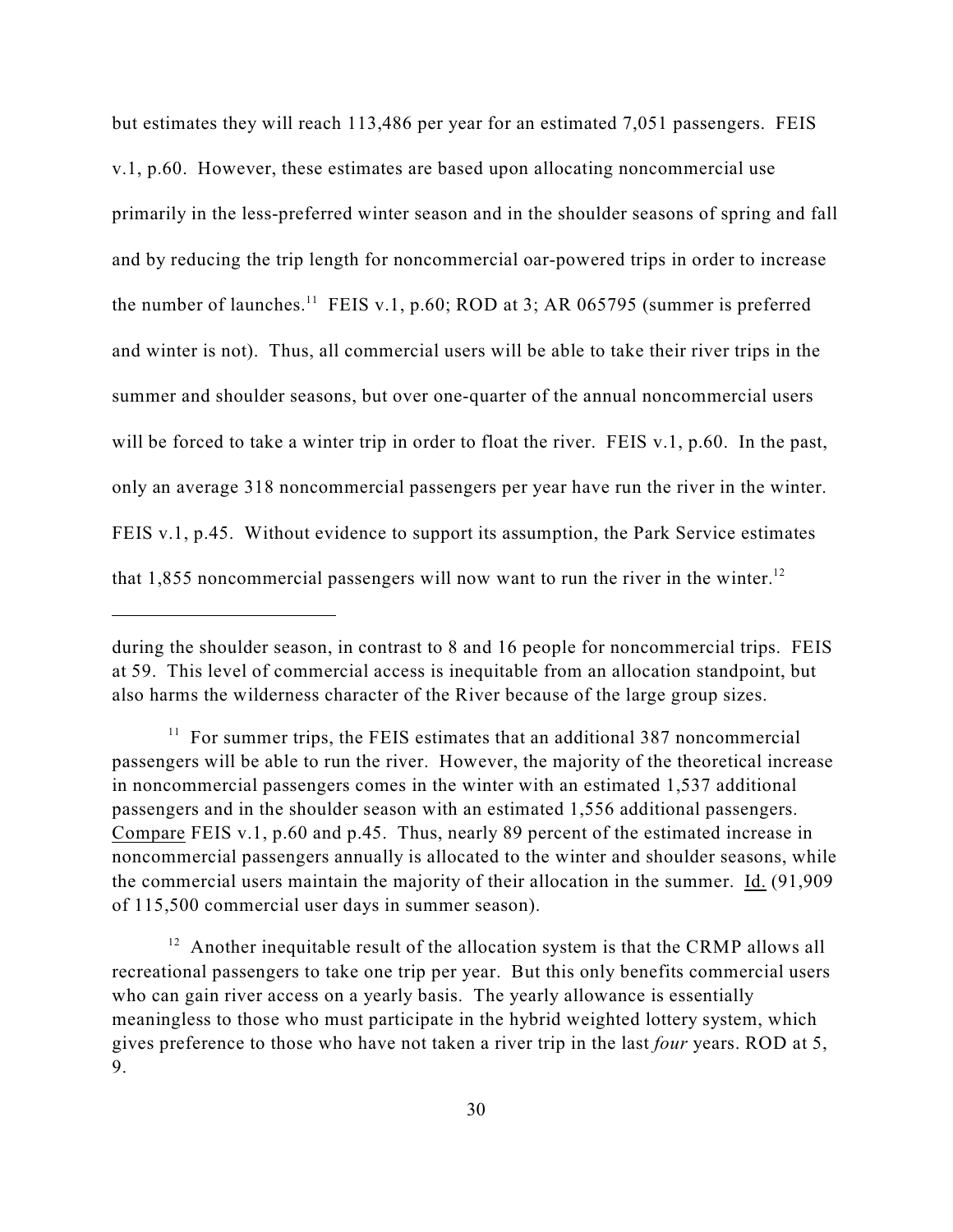but estimates they will reach 113,486 per year for an estimated 7,051 passengers. FEIS v.1, p.60. However, these estimates are based upon allocating noncommercial use primarily in the less-preferred winter season and in the shoulder seasons of spring and fall and by reducing the trip length for noncommercial oar-powered trips in order to increase the number of launches.[11] FEIS v.1, p.60; ROD at 3; AR 065795 (summer is preferred and winter is not). Thus, all commercial users will be able to take their river trips in the summer and shoulder seasons, but over one-quarter of the annual noncommercial users will be forced to take a winter trip in order to float the river. FEIS v.1, p.60. In the past, only an average 318 noncommercial passengers per year have run the river in the winter. FEIS v.1, p.45. Without evidence to support its assumption, the Park Service estimates that 1,855 noncommercial passengers will now want to run the river in the winter.[12]

---

during the shoulder season, in contrast to 8 and 16 people for noncommercial trips. FEIS at 59. This level of commercial access is inequitable from an allocation standpoint, but also harms the wilderness character of the River because of the large group sizes.

[11] For summer trips, the FEIS estimates that an additional 387 noncommercial passengers will be able to run the river. However, the majority of the theoretical increase in noncommercial passengers comes in the winter with an estimated 1,537 additional passengers and in the shoulder season with an estimated 1,556 additional passengers. Compare FEIS v.1, p.60 and p.45. Thus, nearly 89 percent of the estimated increase in noncommercial passengers annually is allocated to the winter and shoulder seasons, while the commercial users maintain the majority of their allocation in the summer. Id. (91,909 of 115,500 commercial user days in summer season).

[12] Another inequitable result of the allocation system is that the CRMP allows all recreational passengers to take one trip per year. But this only benefits commercial users who can gain river access on a yearly basis. The yearly allowance is essentially meaningless to those who must participate in the hybrid weighted lottery system, which gives preference to those who have not taken a river trip in the last *four* years. ROD at 5, 9.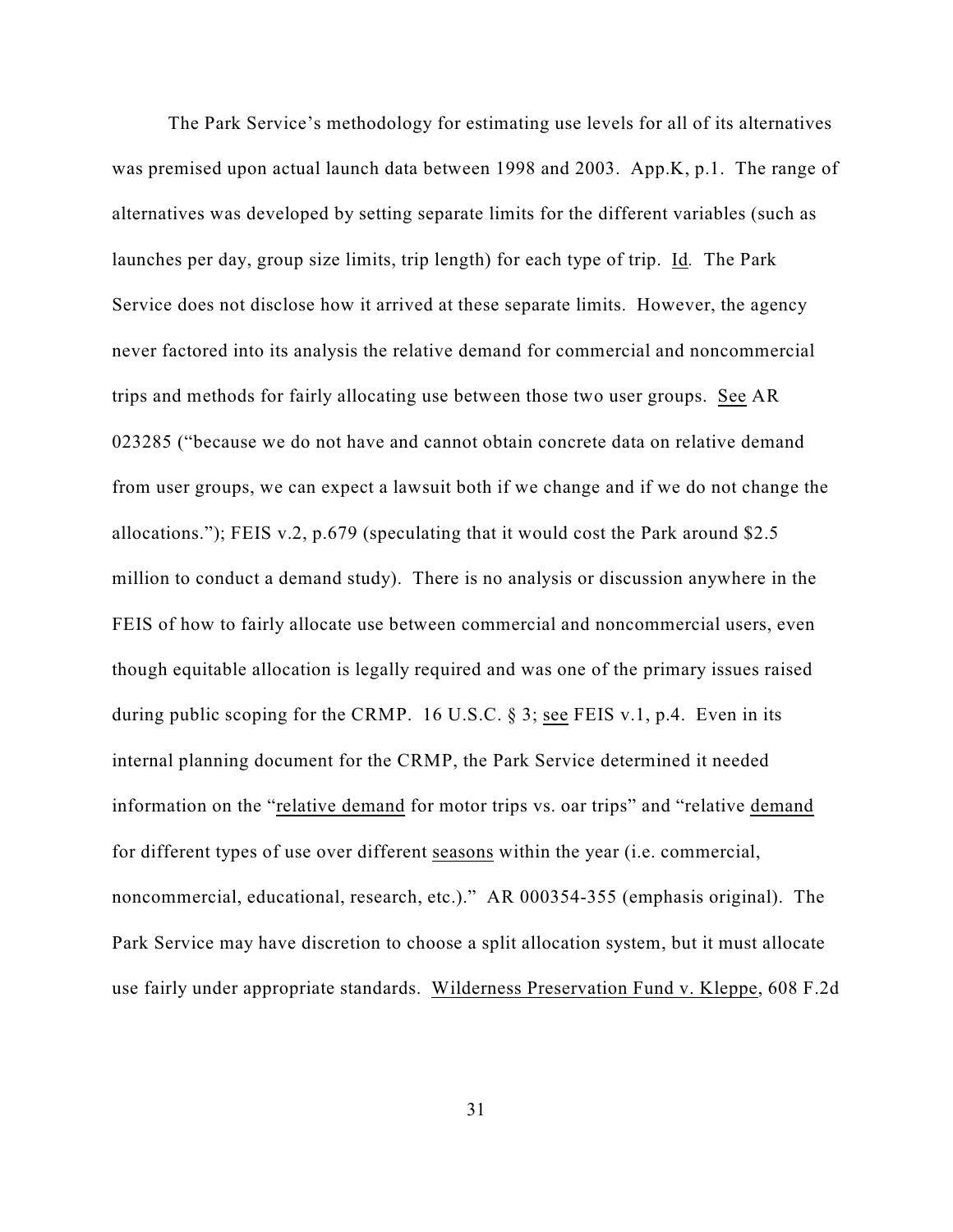The Park Service's methodology for estimating use levels for all of its alternatives was premised upon actual launch data between 1998 and 2003. App.K, p.1. The range of alternatives was developed by setting separate limits for the different variables (such as launches per day, group size limits, trip length) for each type of trip. Id. The Park Service does not disclose how it arrived at these separate limits. However, the agency never factored into its analysis the relative demand for commercial and noncommercial trips and methods for fairly allocating use between those two user groups. See AR 023285 ("because we do not have and cannot obtain concrete data on relative demand from user groups, we can expect a lawsuit both if we change and if we do not change the allocations."); FEIS v.2, p.679 (speculating that it would cost the Park around $2.5 million to conduct a demand study). There is no analysis or discussion anywhere in the FEIS of how to fairly allocate use between commercial and noncommercial users, even though equitable allocation is legally required and was one of the primary issues raised during public scoping for the CRMP. 16 U.S.C. § 3; see FEIS v.1, p.4. Even in its internal planning document for the CRMP, the Park Service determined it needed information on the "relative demand for motor trips vs. oar trips" and "relative demand for different types of use over different seasons within the year (i.e. commercial, noncommercial, educational, research, etc.)." AR 000354-355 (emphasis original). The Park Service may have discretion to choose a split allocation system, but it must allocate use fairly under appropriate standards. Wilderness Preservation Fund v. Kleppe, 608 F.2d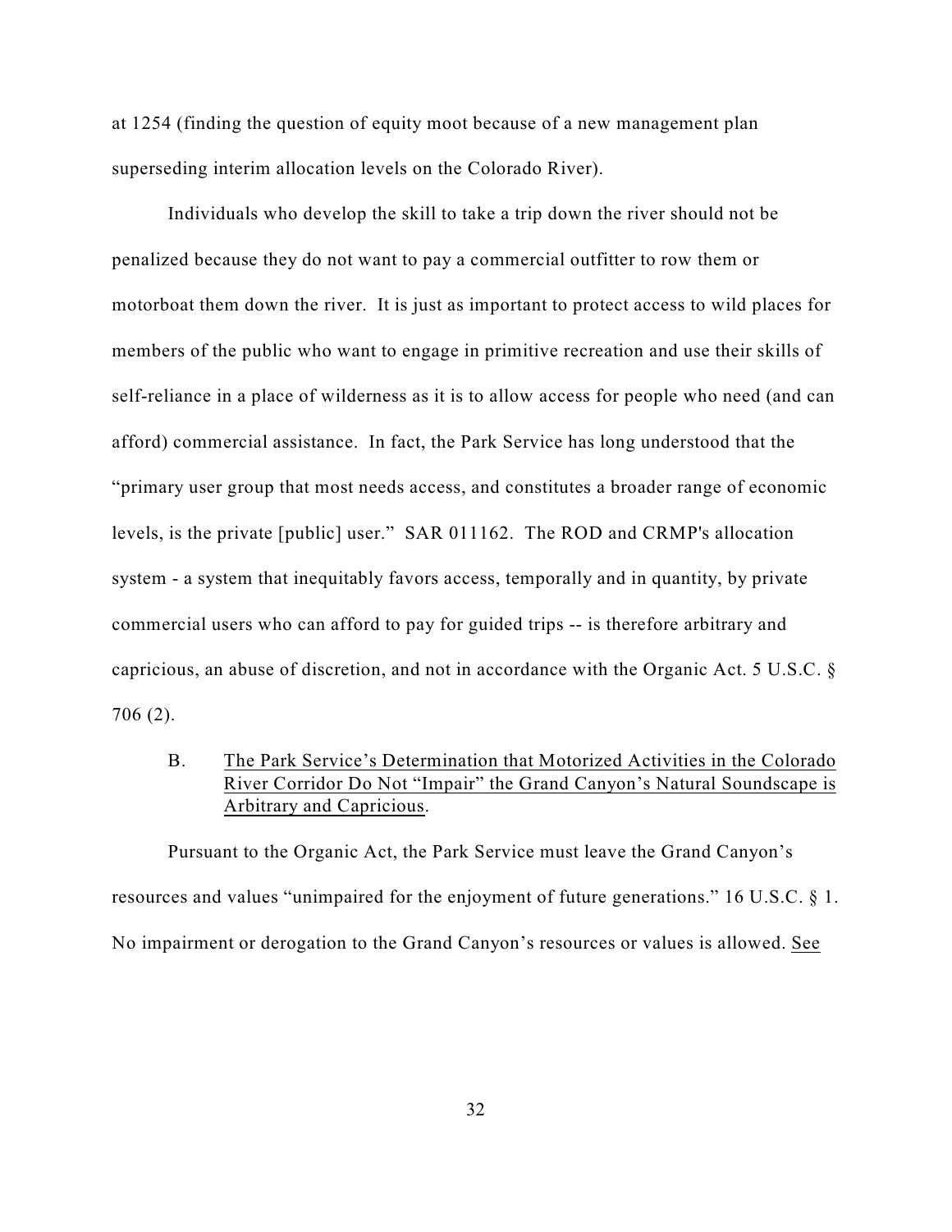at 1254 (finding the question of equity moot because of a new management plan superseding interim allocation levels on the Colorado River).

Individuals who develop the skill to take a trip down the river should not be penalized because they do not want to pay a commercial outfitter to row them or motorboat them down the river. It is just as important to protect access to wild places for members of the public who want to engage in primitive recreation and use their skills of self-reliance in a place of wilderness as it is to allow access for people who need (and can afford) commercial assistance. In fact, the Park Service has long understood that the "primary user group that most needs access, and constitutes a broader range of economic levels, is the private [public] user." SAR 011162. The ROD and CRMP's allocation system - a system that inequitably favors access, temporally and in quantity, by private commercial users who can afford to pay for guided trips -- is therefore arbitrary and capricious, an abuse of discretion, and not in accordance with the Organic Act. 5 U.S.C. § 706 (2).

B. The Park Service's Determination that Motorized Activities in the Colorado River Corridor Do Not "Impair" the Grand Canyon's Natural Soundscape is Arbitrary and Capricious.

Pursuant to the Organic Act, the Park Service must leave the Grand Canyon's resources and values "unimpaired for the enjoyment of future generations." 16 U.S.C. § 1. No impairment or derogation to the Grand Canyon's resources or values is allowed. See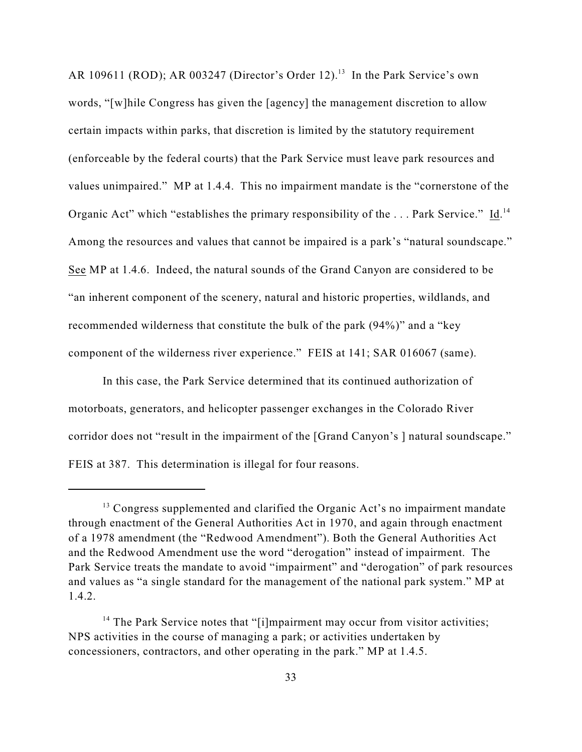AR 109611 (ROD); AR 003247 (Director's Order 12).[13] In the Park Service's own words, "[w]hile Congress has given the [agency] the management discretion to allow certain impacts within parks, that discretion is limited by the statutory requirement (enforceable by the federal courts) that the Park Service must leave park resources and values unimpaired." MP at 1.4.4. This no impairment mandate is the "cornerstone of the Organic Act" which "establishes the primary responsibility of the . . . Park Service." Id.[14] Among the resources and values that cannot be impaired is a park's "natural soundscape." See MP at 1.4.6. Indeed, the natural sounds of the Grand Canyon are considered to be "an inherent component of the scenery, natural and historic properties, wildlands, and recommended wilderness that constitute the bulk of the park (94%)" and a "key component of the wilderness river experience." FEIS at 141; SAR 016067 (same).

In this case, the Park Service determined that its continued authorization of motorboats, generators, and helicopter passenger exchanges in the Colorado River corridor does not "result in the impairment of the [Grand Canyon's ] natural soundscape." FEIS at 387. This determination is illegal for four reasons.

---

[13] Congress supplemented and clarified the Organic Act's no impairment mandate through enactment of the General Authorities Act in 1970, and again through enactment of a 1978 amendment (the "Redwood Amendment"). Both the General Authorities Act and the Redwood Amendment use the word "derogation" instead of impairment. The Park Service treats the mandate to avoid "impairment" and "derogation" of park resources and values as "a single standard for the management of the national park system." MP at 1.4.2.

[14] The Park Service notes that "[i]mpairment may occur from visitor activities; NPS activities in the course of managing a park; or activities undertaken by concessioners, contractors, and other operating in the park." MP at 1.4.5.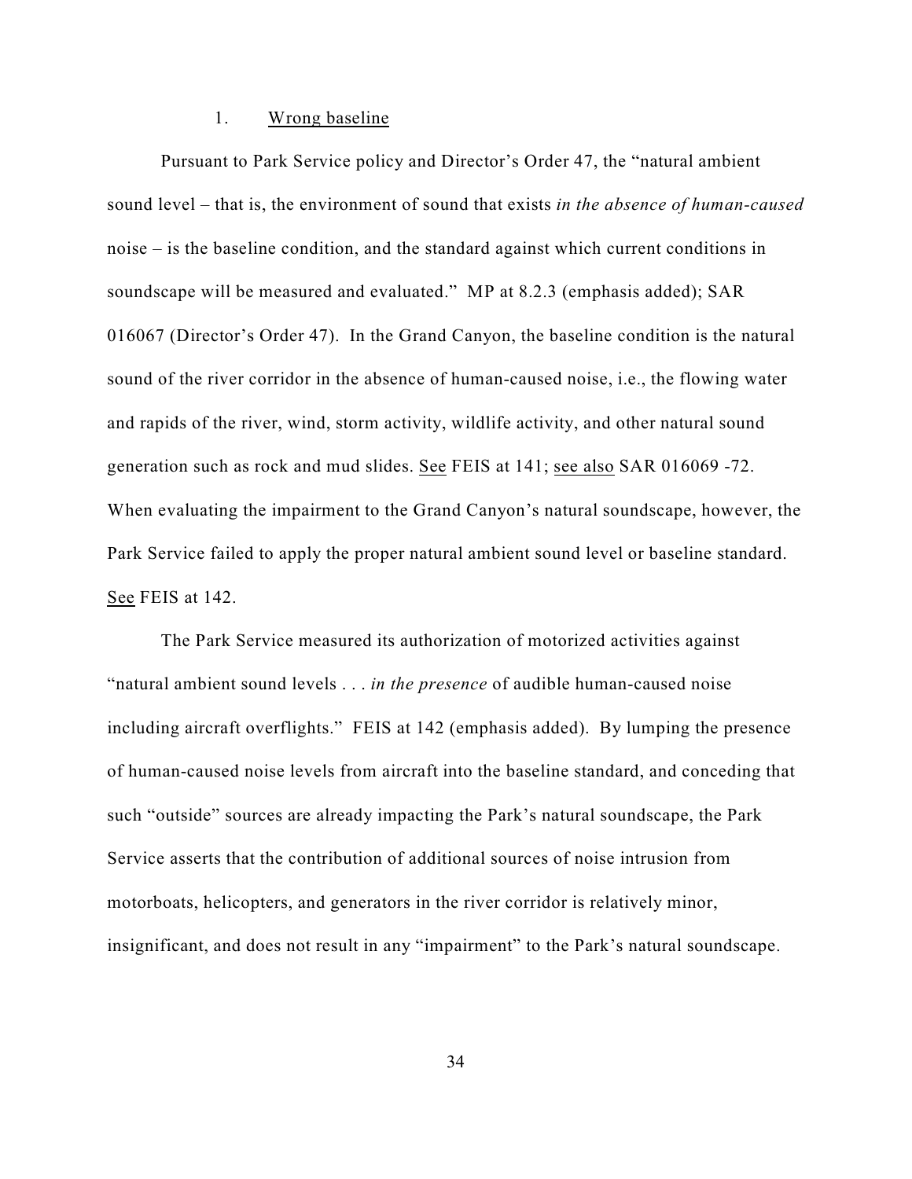### 1. Wrong baseline

Pursuant to Park Service policy and Director's Order 47, the "natural ambient sound level – that is, the environment of sound that exists *in the absence of human-caused* noise – is the baseline condition, and the standard against which current conditions in soundscape will be measured and evaluated." MP at 8.2.3 (emphasis added); SAR 016067 (Director's Order 47). In the Grand Canyon, the baseline condition is the natural sound of the river corridor in the absence of human-caused noise, i.e., the flowing water and rapids of the river, wind, storm activity, wildlife activity, and other natural sound generation such as rock and mud slides. See FEIS at 141; see also SAR 016069 -72. When evaluating the impairment to the Grand Canyon's natural soundscape, however, the Park Service failed to apply the proper natural ambient sound level or baseline standard. See FEIS at 142.

The Park Service measured its authorization of motorized activities against "natural ambient sound levels . . . *in the presence* of audible human-caused noise including aircraft overflights." FEIS at 142 (emphasis added). By lumping the presence of human-caused noise levels from aircraft into the baseline standard, and conceding that such "outside" sources are already impacting the Park's natural soundscape, the Park Service asserts that the contribution of additional sources of noise intrusion from motorboats, helicopters, and generators in the river corridor is relatively minor, insignificant, and does not result in any "impairment" to the Park's natural soundscape.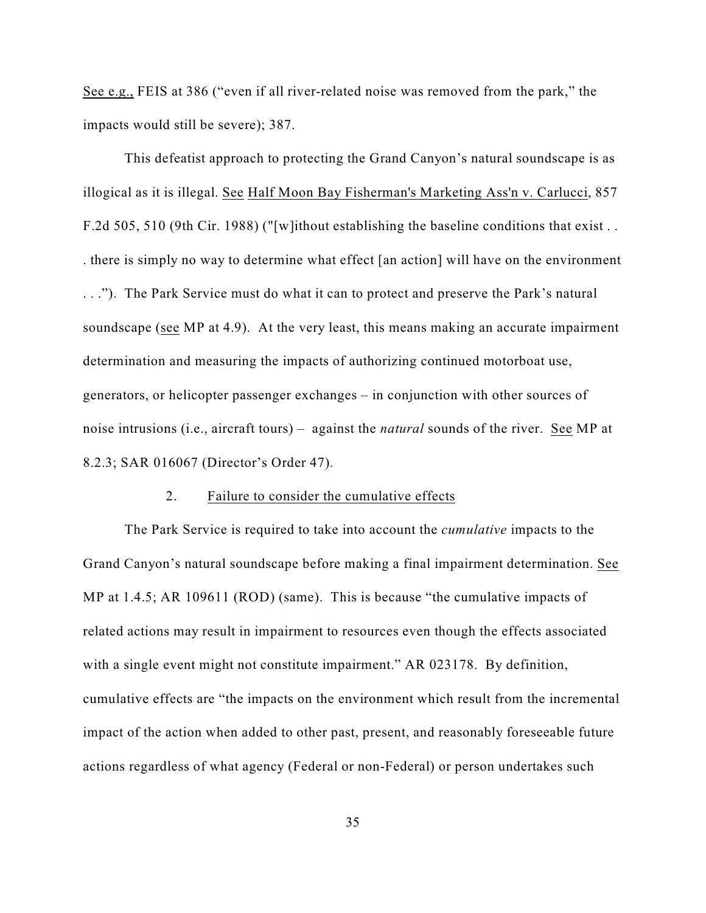See e.g., FEIS at 386 ("even if all river-related noise was removed from the park," the impacts would still be severe); 387.

This defeatist approach to protecting the Grand Canyon's natural soundscape is as illogical as it is illegal. See Half Moon Bay Fisherman's Marketing Ass'n v. Carlucci, 857 F.2d 505, 510 (9th Cir. 1988) ("[w]ithout establishing the baseline conditions that exist . . . there is simply no way to determine what effect [an action] will have on the environment . . ."). The Park Service must do what it can to protect and preserve the Park's natural soundscape (see MP at 4.9). At the very least, this means making an accurate impairment determination and measuring the impacts of authorizing continued motorboat use, generators, or helicopter passenger exchanges – in conjunction with other sources of noise intrusions (i.e., aircraft tours) – against the *natural* sounds of the river. See MP at 8.2.3; SAR 016067 (Director's Order 47).

2. Failure to consider the cumulative effects

The Park Service is required to take into account the *cumulative* impacts to the Grand Canyon's natural soundscape before making a final impairment determination. See MP at 1.4.5; AR 109611 (ROD) (same). This is because "the cumulative impacts of related actions may result in impairment to resources even though the effects associated with a single event might not constitute impairment." AR 023178. By definition, cumulative effects are "the impacts on the environment which result from the incremental impact of the action when added to other past, present, and reasonably foreseeable future actions regardless of what agency (Federal or non-Federal) or person undertakes such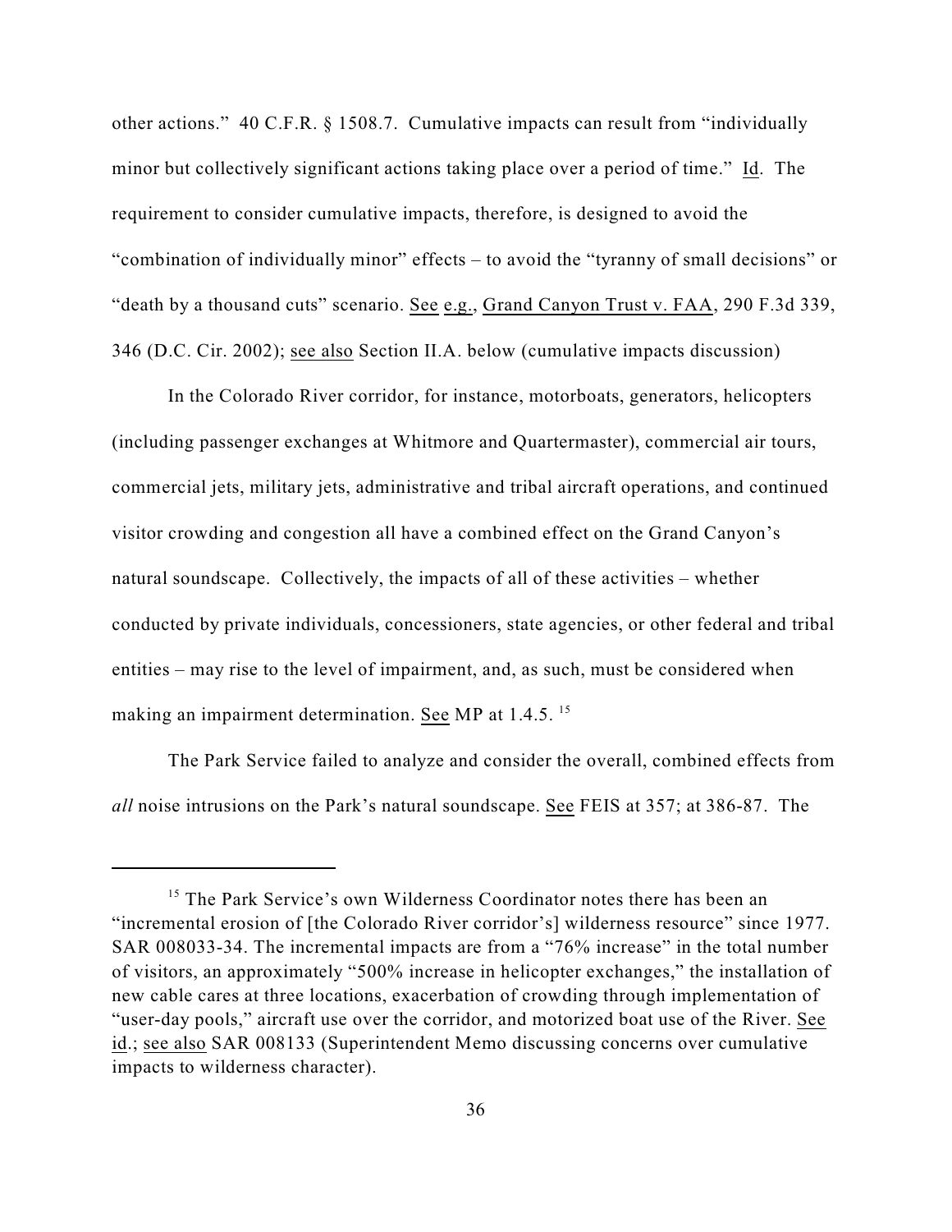other actions." 40 C.F.R. § 1508.7. Cumulative impacts can result from "individually minor but collectively significant actions taking place over a period of time." Id. The requirement to consider cumulative impacts, therefore, is designed to avoid the "combination of individually minor" effects – to avoid the "tyranny of small decisions" or "death by a thousand cuts" scenario. See e.g., Grand Canyon Trust v. FAA, 290 F.3d 339, 346 (D.C. Cir. 2002); see also Section II.A. below (cumulative impacts discussion)

In the Colorado River corridor, for instance, motorboats, generators, helicopters (including passenger exchanges at Whitmore and Quartermaster), commercial air tours, commercial jets, military jets, administrative and tribal aircraft operations, and continued visitor crowding and congestion all have a combined effect on the Grand Canyon's natural soundscape. Collectively, the impacts of all of these activities – whether conducted by private individuals, concessioners, state agencies, or other federal and tribal entities – may rise to the level of impairment, and, as such, must be considered when making an impairment determination. See MP at 1.4.5. [15]

The Park Service failed to analyze and consider the overall, combined effects from *all* noise intrusions on the Park's natural soundscape. See FEIS at 357; at 386-87. The

---

[15] The Park Service's own Wilderness Coordinator notes there has been an "incremental erosion of [the Colorado River corridor's] wilderness resource" since 1977. SAR 008033-34. The incremental impacts are from a "76% increase" in the total number of visitors, an approximately "500% increase in helicopter exchanges," the installation of new cable cares at three locations, exacerbation of crowding through implementation of "user-day pools," aircraft use over the corridor, and motorized boat use of the River. See id.; see also SAR 008133 (Superintendent Memo discussing concerns over cumulative impacts to wilderness character).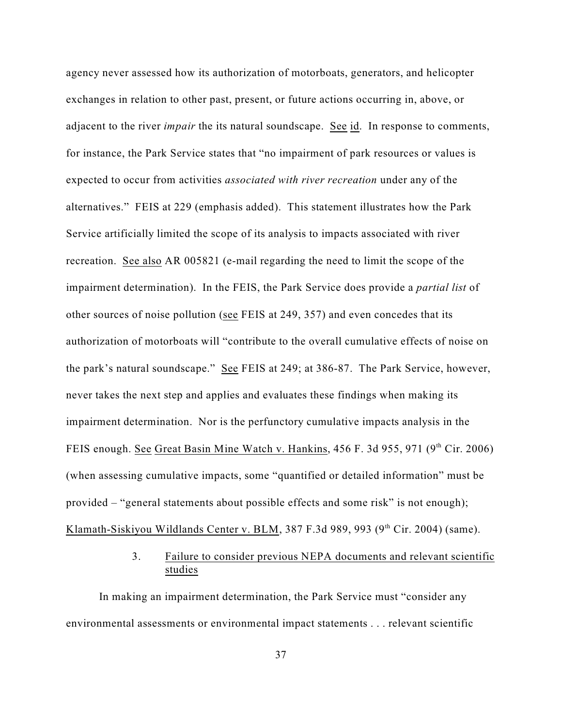agency never assessed how its authorization of motorboats, generators, and helicopter exchanges in relation to other past, present, or future actions occurring in, above, or adjacent to the river *impair* the its natural soundscape. See id. In response to comments, for instance, the Park Service states that "no impairment of park resources or values is expected to occur from activities *associated with river recreation* under any of the alternatives." FEIS at 229 (emphasis added). This statement illustrates how the Park Service artificially limited the scope of its analysis to impacts associated with river recreation. See also AR 005821 (e-mail regarding the need to limit the scope of the impairment determination). In the FEIS, the Park Service does provide a *partial list* of other sources of noise pollution (see FEIS at 249, 357) and even concedes that its authorization of motorboats will "contribute to the overall cumulative effects of noise on the park's natural soundscape." See FEIS at 249; at 386-87. The Park Service, however, never takes the next step and applies and evaluates these findings when making its impairment determination. Nor is the perfunctory cumulative impacts analysis in the FEIS enough. See Great Basin Mine Watch v. Hankins, 456 F. 3d 955, 971 (9th Cir. 2006) (when assessing cumulative impacts, some "quantified or detailed information" must be provided – "general statements about possible effects and some risk" is not enough); Klamath-Siskiyou Wildlands Center v. BLM, 387 F.3d 989, 993 (9th Cir. 2004) (same).

3. Failure to consider previous NEPA documents and relevant scientific studies

In making an impairment determination, the Park Service must "consider any environmental assessments or environmental impact statements . . . relevant scientific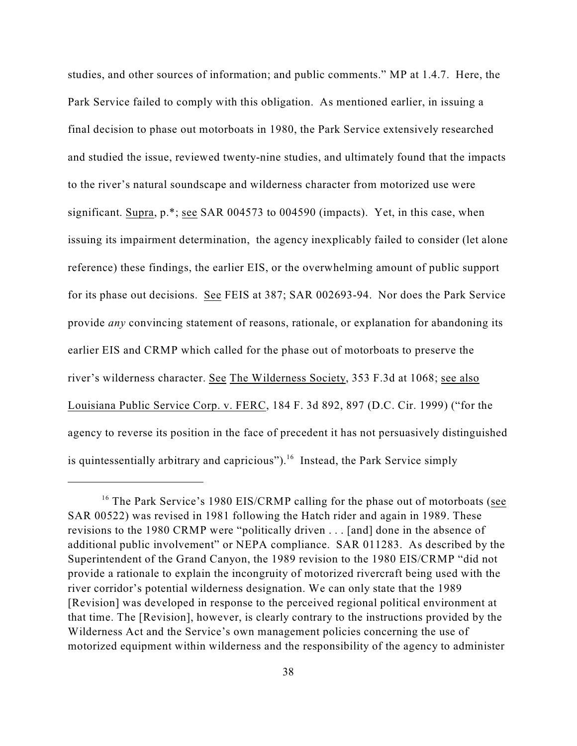studies, and other sources of information; and public comments." MP at 1.4.7. Here, the Park Service failed to comply with this obligation. As mentioned earlier, in issuing a final decision to phase out motorboats in 1980, the Park Service extensively researched and studied the issue, reviewed twenty-nine studies, and ultimately found that the impacts to the river's natural soundscape and wilderness character from motorized use were significant. Supra, p.*; see SAR 004573 to 004590 (impacts). Yet, in this case, when issuing its impairment determination, the agency inexplicably failed to consider (let alone reference) these findings, the earlier EIS, or the overwhelming amount of public support for its phase out decisions. See FEIS at 387; SAR 002693-94. Nor does the Park Service provide *any* convincing statement of reasons, rationale, or explanation for abandoning its earlier EIS and CRMP which called for the phase out of motorboats to preserve the river's wilderness character. See The Wilderness Society, 353 F.3d at 1068; see also Louisiana Public Service Corp. v. FERC, 184 F. 3d 892, 897 (D.C. Cir. 1999) ("for the agency to reverse its position in the face of precedent it has not persuasively distinguished is quintessentially arbitrary and capricious").[16] Instead, the Park Service simply

[16] The Park Service's 1980 EIS/CRMP calling for the phase out of motorboats (see SAR 00522) was revised in 1981 following the Hatch rider and again in 1989. These revisions to the 1980 CRMP were "politically driven . . . [and] done in the absence of additional public involvement" or NEPA compliance. SAR 011283. As described by the Superintendent of the Grand Canyon, the 1989 revision to the 1980 EIS/CRMP "did not provide a rationale to explain the incongruity of motorized rivercraft being used with the river corridor's potential wilderness designation. We can only state that the 1989 [Revision] was developed in response to the perceived regional political environment at that time. The [Revision], however, is clearly contrary to the instructions provided by the Wilderness Act and the Service's own management policies concerning the use of motorized equipment within wilderness and the responsibility of the agency to administer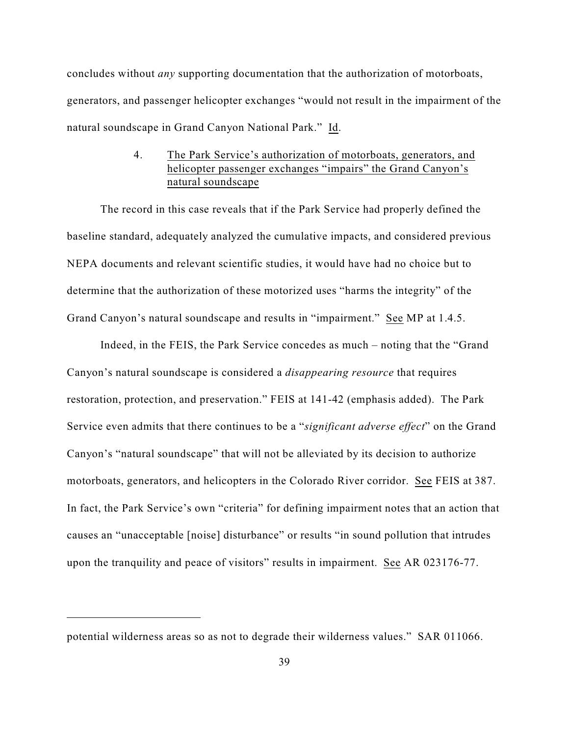concludes without *any* supporting documentation that the authorization of motorboats, generators, and passenger helicopter exchanges "would not result in the impairment of the natural soundscape in Grand Canyon National Park." Id.

#### 4. The Park Service's authorization of motorboats, generators, and helicopter passenger exchanges "impairs" the Grand Canyon's natural soundscape

The record in this case reveals that if the Park Service had properly defined the baseline standard, adequately analyzed the cumulative impacts, and considered previous NEPA documents and relevant scientific studies, it would have had no choice but to determine that the authorization of these motorized uses "harms the integrity" of the Grand Canyon's natural soundscape and results in "impairment." See MP at 1.4.5.

Indeed, in the FEIS, the Park Service concedes as much – noting that the "Grand Canyon's natural soundscape is considered a *disappearing resource* that requires restoration, protection, and preservation." FEIS at 141-42 (emphasis added). The Park Service even admits that there continues to be a "*significant adverse effect*" on the Grand Canyon's "natural soundscape" that will not be alleviated by its decision to authorize motorboats, generators, and helicopters in the Colorado River corridor. See FEIS at 387. In fact, the Park Service's own "criteria" for defining impairment notes that an action that causes an "unacceptable [noise] disturbance" or results "in sound pollution that intrudes upon the tranquility and peace of visitors" results in impairment. See AR 023176-77.

---

potential wilderness areas so as not to degrade their wilderness values." SAR 011066.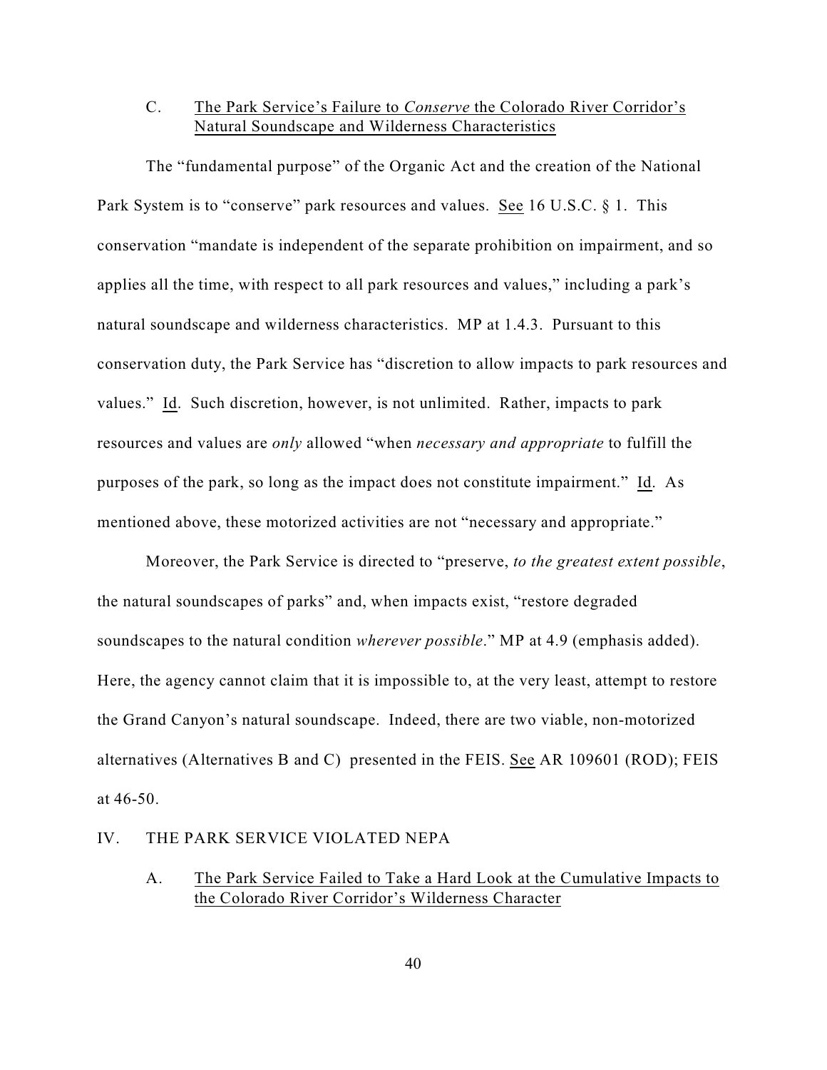### C. The Park Service's Failure to *Conserve* the Colorado River Corridor's Natural Soundscape and Wilderness Characteristics

The "fundamental purpose" of the Organic Act and the creation of the National Park System is to "conserve" park resources and values. See 16 U.S.C. § 1. This conservation "mandate is independent of the separate prohibition on impairment, and so applies all the time, with respect to all park resources and values," including a park's natural soundscape and wilderness characteristics. MP at 1.4.3. Pursuant to this conservation duty, the Park Service has "discretion to allow impacts to park resources and values." Id. Such discretion, however, is not unlimited. Rather, impacts to park resources and values are *only* allowed "when *necessary and appropriate* to fulfill the purposes of the park, so long as the impact does not constitute impairment." Id. As mentioned above, these motorized activities are not "necessary and appropriate."

Moreover, the Park Service is directed to "preserve, *to the greatest extent possible*, the natural soundscapes of parks" and, when impacts exist, "restore degraded soundscapes to the natural condition *wherever possible*." MP at 4.9 (emphasis added). Here, the agency cannot claim that it is impossible to, at the very least, attempt to restore the Grand Canyon's natural soundscape. Indeed, there are two viable, non-motorized alternatives (Alternatives B and C) presented in the FEIS. See AR 109601 (ROD); FEIS at 46-50.

## IV. THE PARK SERVICE VIOLATED NEPA

### A. The Park Service Failed to Take a Hard Look at the Cumulative Impacts to the Colorado River Corridor's Wilderness Character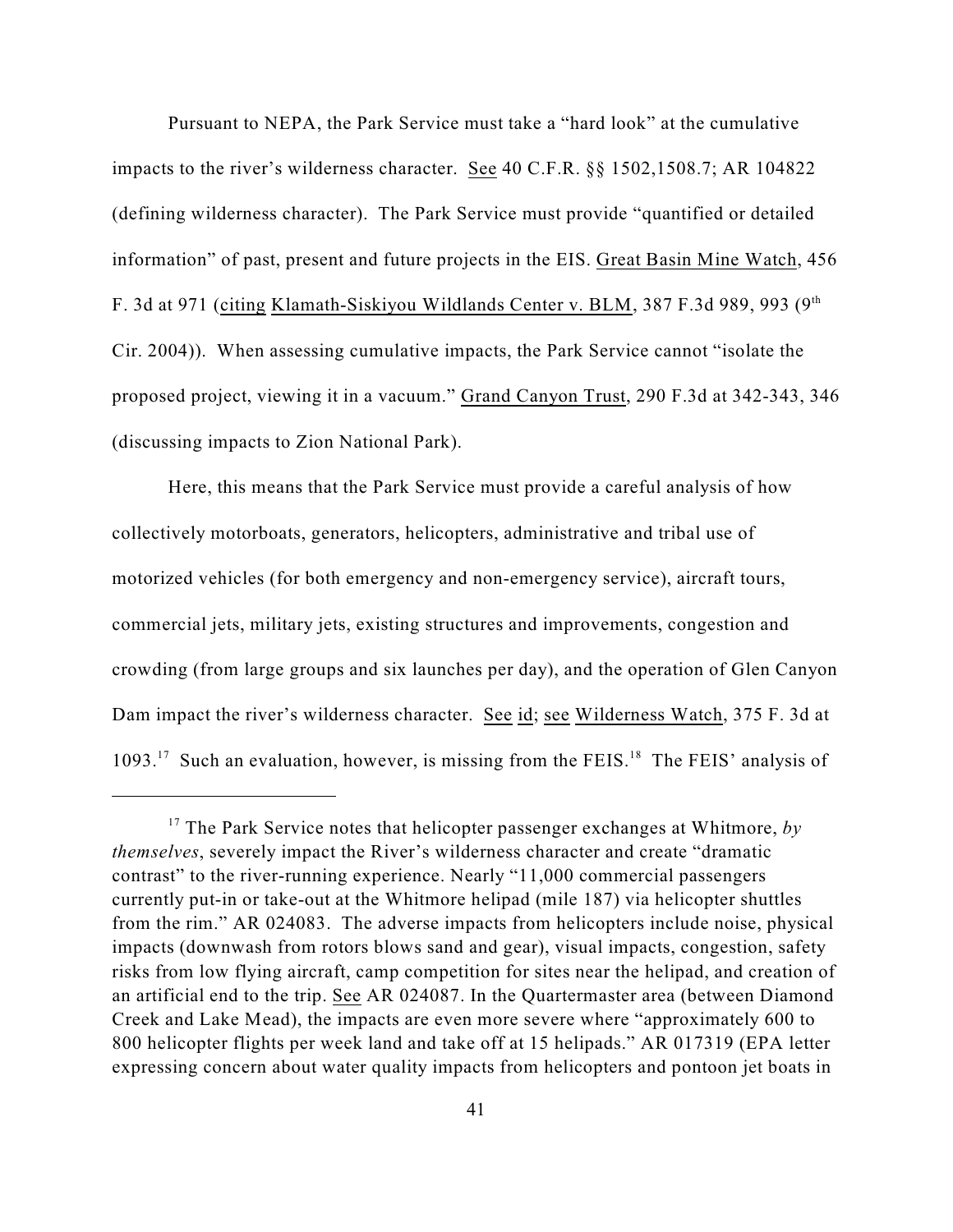Pursuant to NEPA, the Park Service must take a "hard look" at the cumulative impacts to the river's wilderness character. See 40 C.F.R. §§ 1502,1508.7; AR 104822 (defining wilderness character). The Park Service must provide "quantified or detailed information" of past, present and future projects in the EIS. Great Basin Mine Watch, 456 F. 3d at 971 (citing Klamath-Siskiyou Wildlands Center v. BLM, 387 F.3d 989, 993 (9th Cir. 2004)). When assessing cumulative impacts, the Park Service cannot "isolate the proposed project, viewing it in a vacuum." Grand Canyon Trust, 290 F.3d at 342-343, 346 (discussing impacts to Zion National Park).

Here, this means that the Park Service must provide a careful analysis of how collectively motorboats, generators, helicopters, administrative and tribal use of motorized vehicles (for both emergency and non-emergency service), aircraft tours, commercial jets, military jets, existing structures and improvements, congestion and crowding (from large groups and six launches per day), and the operation of Glen Canyon Dam impact the river's wilderness character. See id; see Wilderness Watch, 375 F. 3d at 1093.[17] Such an evaluation, however, is missing from the FEIS.[18] The FEIS' analysis of

[17] The Park Service notes that helicopter passenger exchanges at Whitmore, *by themselves*, severely impact the River's wilderness character and create "dramatic contrast" to the river-running experience. Nearly "11,000 commercial passengers currently put-in or take-out at the Whitmore helipad (mile 187) via helicopter shuttles from the rim." AR 024083. The adverse impacts from helicopters include noise, physical impacts (downwash from rotors blows sand and gear), visual impacts, congestion, safety risks from low flying aircraft, camp competition for sites near the helipad, and creation of an artificial end to the trip. See AR 024087. In the Quartermaster area (between Diamond Creek and Lake Mead), the impacts are even more severe where "approximately 600 to 800 helicopter flights per week land and take off at 15 helipads." AR 017319 (EPA letter expressing concern about water quality impacts from helicopters and pontoon jet boats in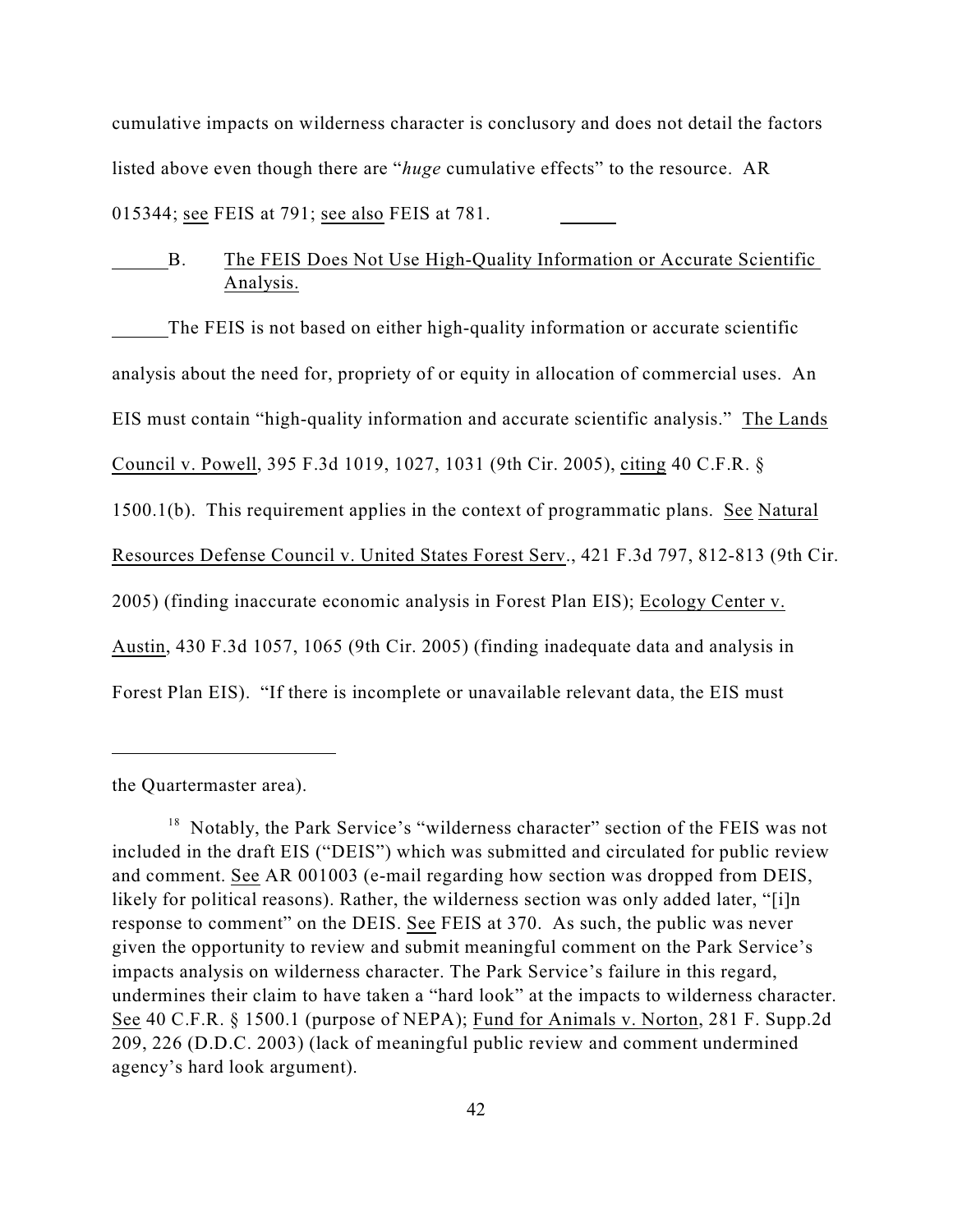cumulative impacts on wilderness character is conclusory and does not detail the factors listed above even though there are "*huge* cumulative effects" to the resource. AR 015344; see FEIS at 791; see also FEIS at 781.

B. The FEIS Does Not Use High-Quality Information or Accurate Scientific Analysis.

The FEIS is not based on either high-quality information or accurate scientific analysis about the need for, propriety of or equity in allocation of commercial uses. An EIS must contain "high-quality information and accurate scientific analysis." The Lands Council v. Powell, 395 F.3d 1019, 1027, 1031 (9th Cir. 2005), citing 40 C.F.R. § 1500.1(b). This requirement applies in the context of programmatic plans. See Natural Resources Defense Council v. United States Forest Serv., 421 F.3d 797, 812-813 (9th Cir. 2005) (finding inaccurate economic analysis in Forest Plan EIS); Ecology Center v. Austin, 430 F.3d 1057, 1065 (9th Cir. 2005) (finding inadequate data and analysis in Forest Plan EIS). "If there is incomplete or unavailable relevant data, the EIS must

---

the Quartermaster area).

[18] Notably, the Park Service's "wilderness character" section of the FEIS was not included in the draft EIS ("DEIS") which was submitted and circulated for public review and comment. See AR 001003 (e-mail regarding how section was dropped from DEIS, likely for political reasons). Rather, the wilderness section was only added later, "[i]n response to comment" on the DEIS. See FEIS at 370. As such, the public was never given the opportunity to review and submit meaningful comment on the Park Service's impacts analysis on wilderness character. The Park Service's failure in this regard, undermines their claim to have taken a "hard look" at the impacts to wilderness character. See 40 C.F.R. § 1500.1 (purpose of NEPA); Fund for Animals v. Norton, 281 F. Supp.2d 209, 226 (D.D.C. 2003) (lack of meaningful public review and comment undermined agency's hard look argument).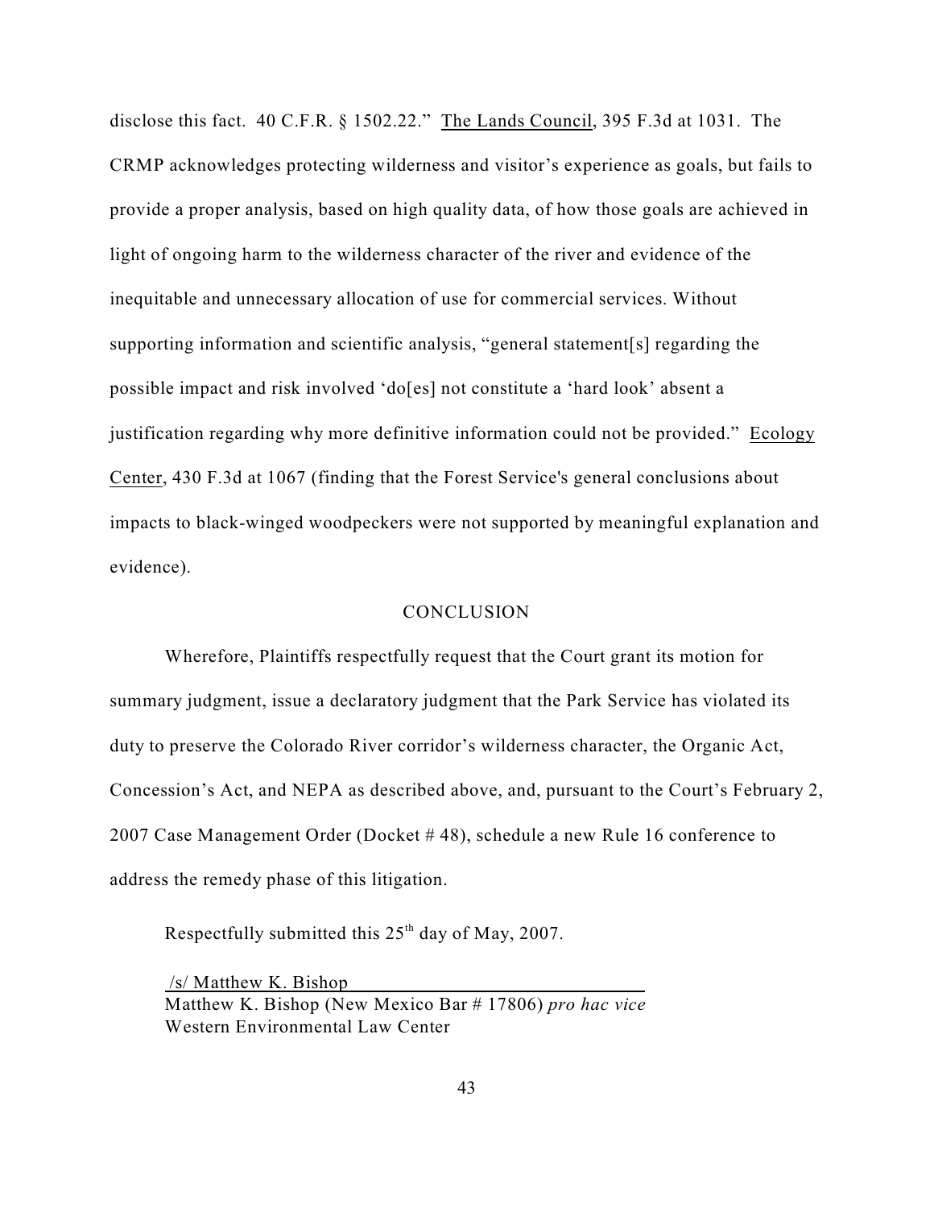disclose this fact. 40 C.F.R. § 1502.22." The Lands Council, 395 F.3d at 1031. The CRMP acknowledges protecting wilderness and visitor's experience as goals, but fails to provide a proper analysis, based on high quality data, of how those goals are achieved in light of ongoing harm to the wilderness character of the river and evidence of the inequitable and unnecessary allocation of use for commercial services. Without supporting information and scientific analysis, "general statement[s] regarding the possible impact and risk involved 'do[es] not constitute a 'hard look' absent a justification regarding why more definitive information could not be provided." Ecology Center, 430 F.3d at 1067 (finding that the Forest Service's general conclusions about impacts to black-winged woodpeckers were not supported by meaningful explanation and evidence).

## CONCLUSION

Wherefore, Plaintiffs respectfully request that the Court grant its motion for summary judgment, issue a declaratory judgment that the Park Service has violated its duty to preserve the Colorado River corridor's wilderness character, the Organic Act, Concession's Act, and NEPA as described above, and, pursuant to the Court's February 2, 2007 Case Management Order (Docket # 48), schedule a new Rule 16 conference to address the remedy phase of this litigation.

Respectfully submitted this 25th day of May, 2007.

/s/ Matthew K. Bishop
Matthew K. Bishop (New Mexico Bar # 17806) *pro hac vice*
Western Environmental Law Center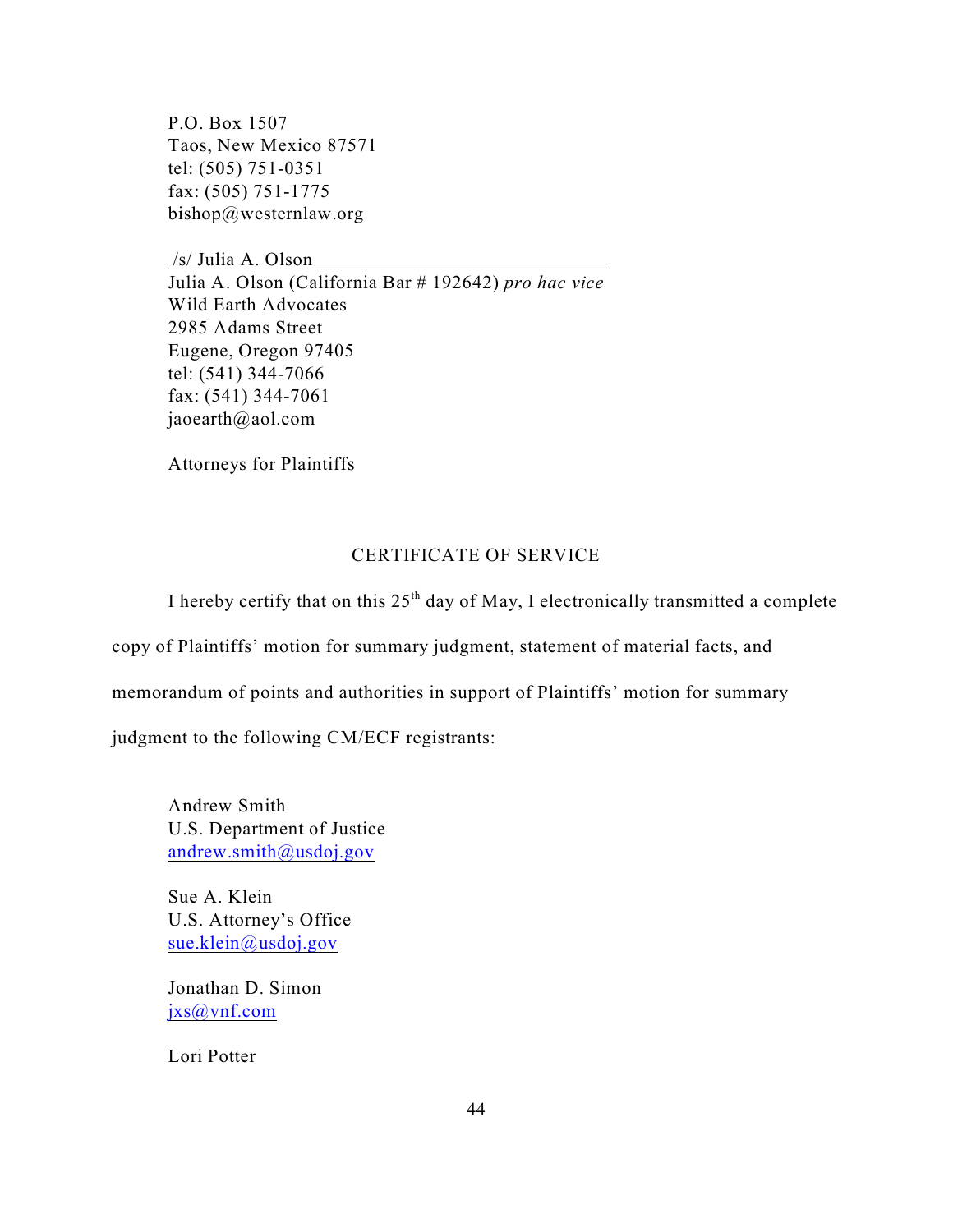P.O. Box 1507
Taos, New Mexico 87571
tel: (505) 751-0351
fax: (505) 751-1775
bishop@westernlaw.org

/s/ Julia A. Olson
Julia A. Olson (California Bar # 192642) *pro hac vice*
Wild Earth Advocates
2985 Adams Street
Eugene, Oregon 97405
tel: (541) 344-7066
fax: (541) 344-7061
jaoearth@aol.com

Attorneys for Plaintiffs

## CERTIFICATE OF SERVICE

I hereby certify that on this 25th day of May, I electronically transmitted a complete copy of Plaintiffs' motion for summary judgment, statement of material facts, and memorandum of points and authorities in support of Plaintiffs' motion for summary judgment to the following CM/ECF registrants:

Andrew Smith
U.S. Department of Justice
andrew.smith@usdoj.gov

Sue A. Klein
U.S. Attorney's Office
sue.klein@usdoj.gov

Jonathan D. Simon
jxs@vnf.com

Lori Potter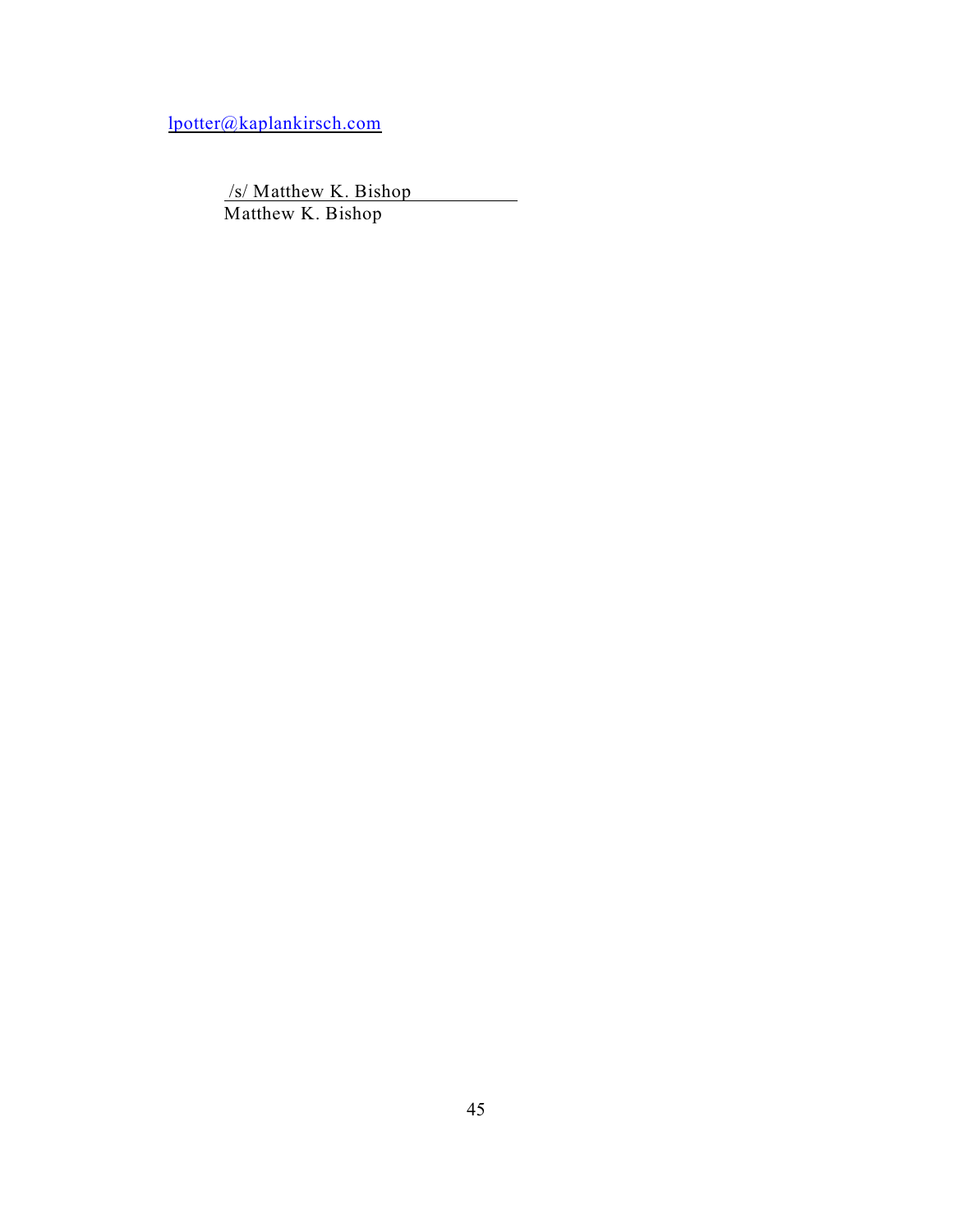lpotter@kaplankirsch.com

/s/ Matthew K. Bishop
Matthew K. Bishop